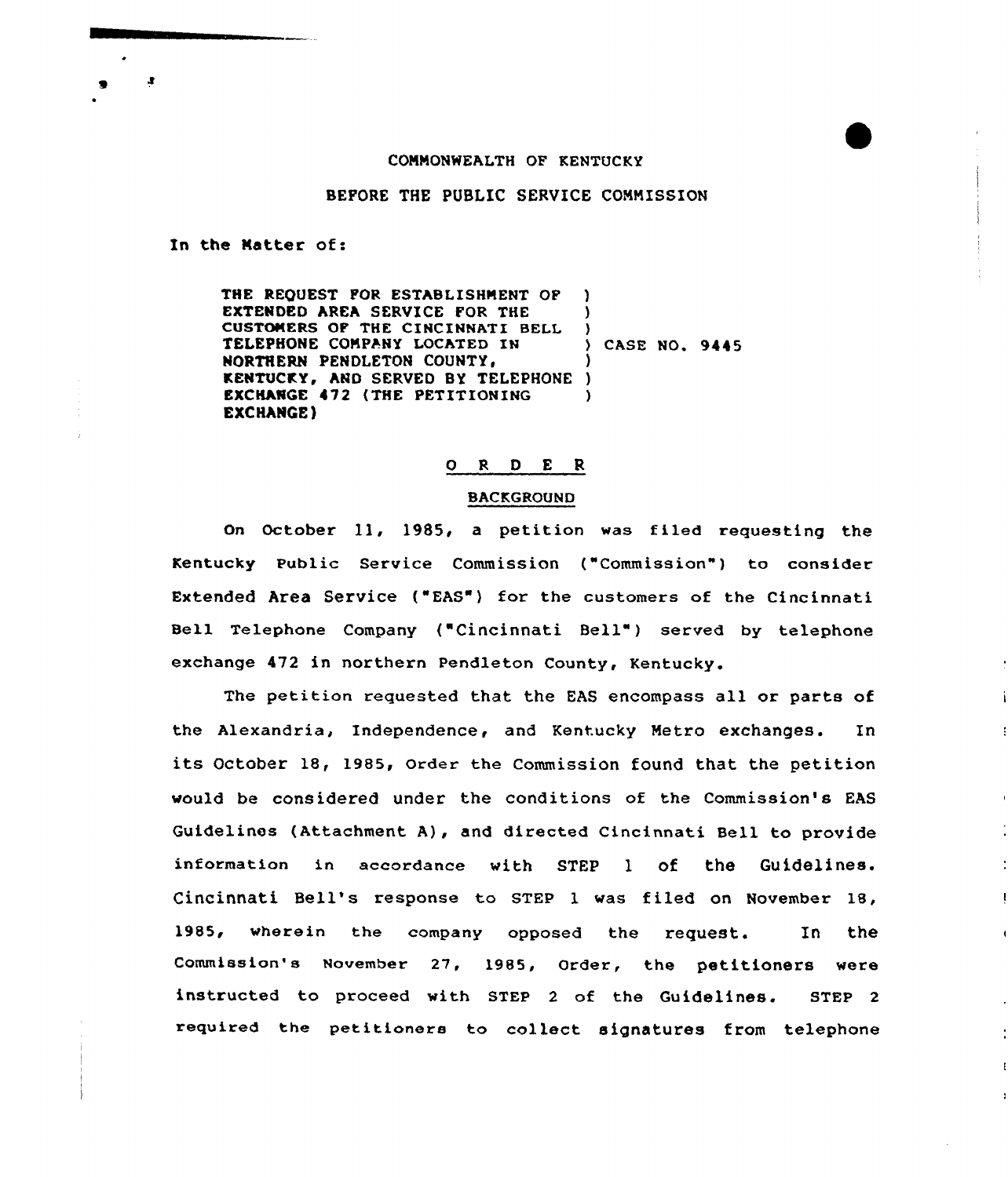COMMONWEALTH OF KENTUCKY

BEFORE THE PUBLIC SERVICE COMMISSION

In the Matter of:

THE REQUEST FOR ESTABLISHMENT OF EXTENDED AREA SERVICE FOR THE CUSTOMERS OF THE CINCINNATI BELL TELEPHONE COMPANY LOCATED IN NORTHERN PENDLETON COUNTY, KENTUCKY, AND SERVED BY TELEPHONE EXCHANGE 472 (THE PETITIONING EXCHANGE) ) CASE NO. 9445

## O R D E R

### BACKGROUND

On October 11, 1985, a petition was filed requesting the Kentucky Public Service Commission ("Commission") to consider Extended Area Service ("EAS") for the customers of the Cincinnati Bell Telephone Company ("Cincinnati Bell") served by telephone exchange 472 in northern Pendleton County, Kentucky.

The petition requested that the EAS encompass all or parts of the Alexandria, Independence, and Kentucky Metro exchanges. In its October 18, 1985, Order the Commission found that the petition would be considered under the conditions of the Commission's EAS Guidelines (Attachment A), and directed Cincinnati Bell to provide information in accordance with STEP 1 of the Guidelines. Cincinnati Bell's response to STEP 1 was filed on November 18, 1985, wherein the company opposed the request. In the Commission's November 27, 1985, Order, the petitioners were instructed to proceed with STEP 2 of the Guidelines. STEP 2 required the petitioners to collect signatures from telephone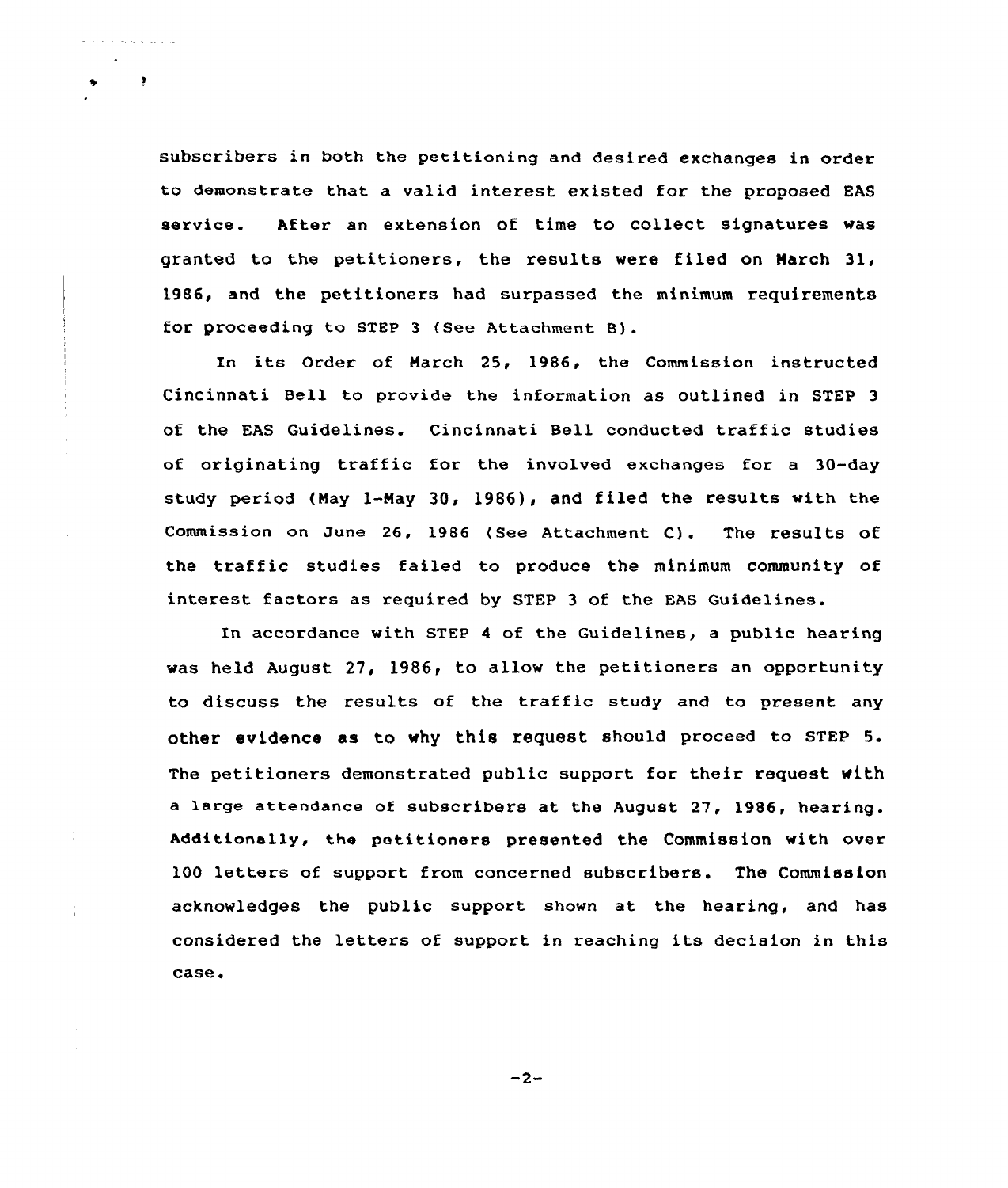subscribers in both the petitioning and desired exchanges in order to demonstrate that a valid interest existed for the proposed EAS service. After an extension of time to collect signatures was granted to the petitioners, the results were filed on March 31, 1986, and the petitioners had surpassed the minimum requirements for proceeding to STEP 3 (See Attachment B).

In its Order of March 25, 1986, the Commission instructed Cincinnati Bell to provide the information as outlined in STEP 3 of the EAS Guidelines. Cincinnati Bell conducted traffic studies of originating traffic for the involved exchanges for a 30-day study period (May 1-May 30, 1986), and filed the results with the Commission on June 26, 1986 (See Attachment C). The results of the traffic studies failed to produce the minimum community of interest factors as required by STEP 3 of the EAS Guidelines.

In accordance with STEP 4 of the Guidelines, a public hearing was held August 27, 1986, to allow the petitioners an opportunity to discuss the results of the traffic study and to present any other evidence as to why this request should proceed to STEP 5. The petitioners demonstrated public support for their request with a large attendance of subscribers at the August 27, 1986, hearing. Additionally, the petitioners presented the Commission with over 100 letters of support from concerned subscribers. The Commission acknowledges the public support shown at the hearing, and has considered the letters of support in reaching its decision in this case.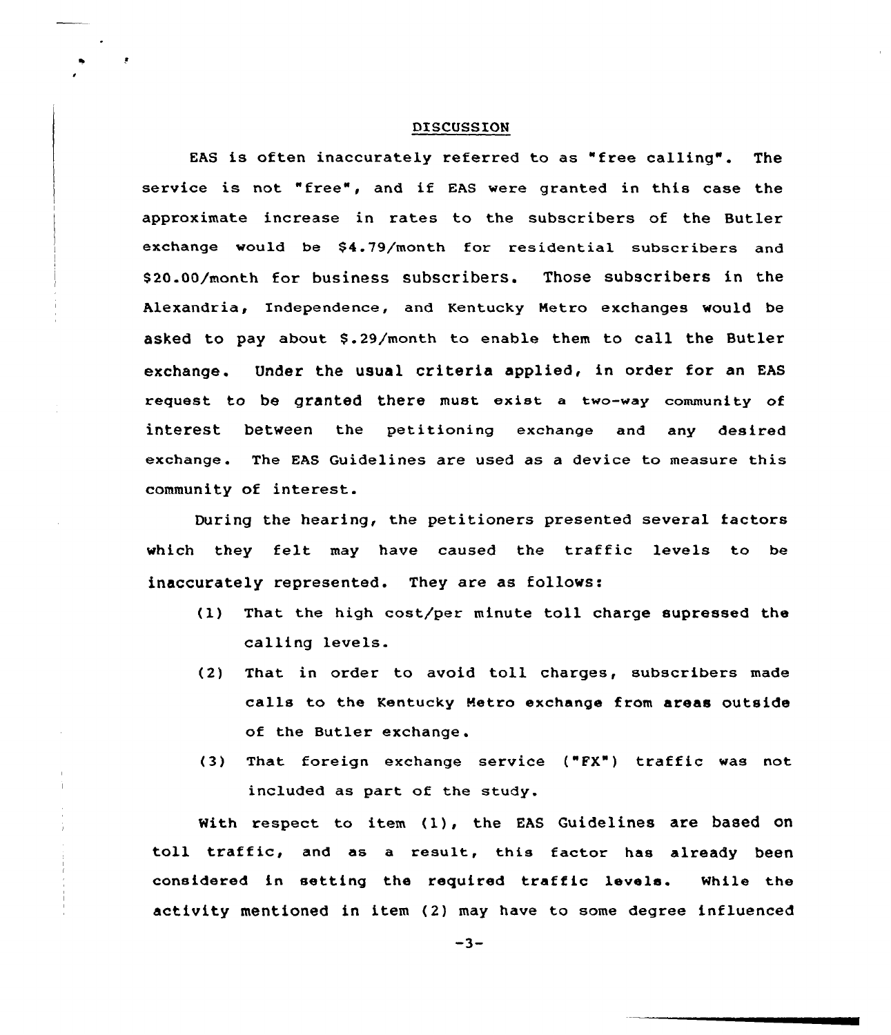## DISCUSSION

EAS is often inaccurately referred to as "free calling". The service is not "free", and if EAS were granted in this case the approximate increase in rates to the subscribers of the Butler exchange would be $4.79/month for residential subscribers and $20.00/month for business subscribers. Those subscribers in the Alexandria, Independence, and Kentucky Metro exchanges would be asked to pay about $.29/month to enable them to call the Butler exchange. Under the usual criteria applied, in order for an EAS request to be granted there must exist a two-way community of interest between the petitioning exchange and any desired exchange. The EAS Guidelines are used as a device to measure this community of interest.

During the hearing, the petitioners presented several factors which they felt may have caused the traffic levels to be inaccurately represented. They are as follows:

(1) That the high cost/per minute toll charge supressed the calling levels.

(2) That in order to avoid toll charges, subscribers made calls to the Kentucky Metro exchange from areas outside of the Butler exchange.

(3) That foreign exchange service ("FX") traffic was not included as part of the study.

With respect to item (1), the EAS Guidelines are based on toll traffic, and as a result, this factor has already been considered in setting the required traffic levels. While the activity mentioned in item (2) may have to some degree influenced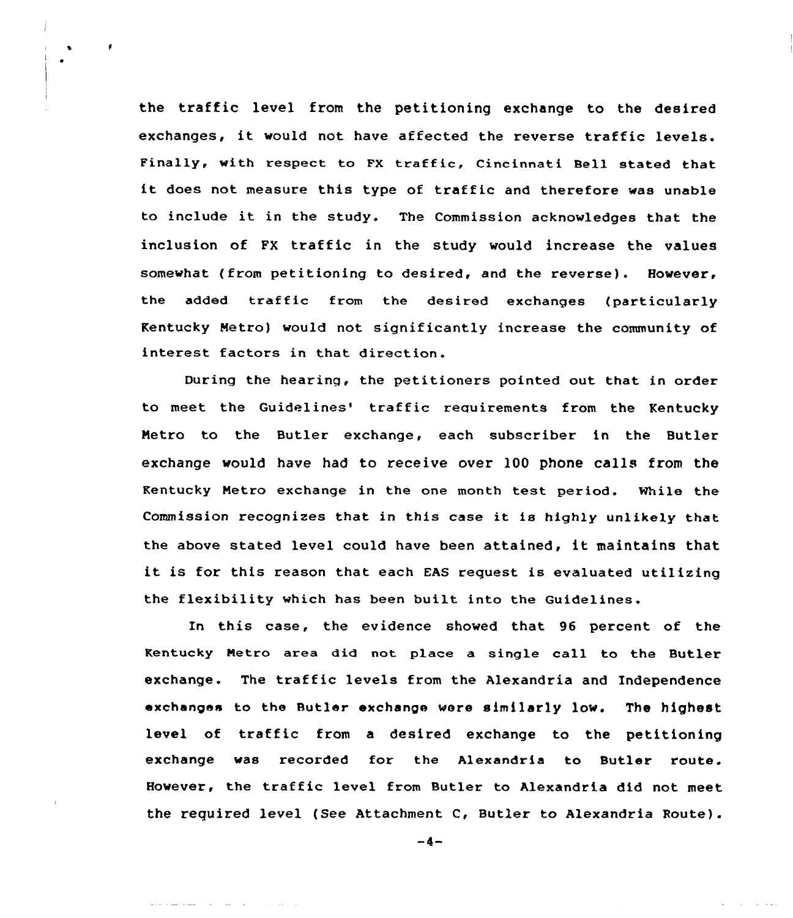the traffic level from the petitioning exchange to the desired exchanges, it would not have affected the reverse traffic levels. Finally, with respect to FX traffic, Cincinnati Bell stated that it does not measure this type of traffic and therefore was unable to include it in the study. The Commission acknowledges that the inclusion of FX traffic in the study would increase the values somewhat (from petitioning to desired, and the reverse). However, the added traffic from the desired exchanges (particularly Kentucky Metro) would not significantly increase the community of interest factors in that direction.

During the hearing, the petitioners pointed out that in order to meet the Guidelines' traffic requirements from the Kentucky Metro to the Butler exchange, each subscriber in the Butler exchange would have had to receive over 100 phone calls from the Kentucky Metro exchange in the one month test period. While the Commission recognizes that in this case it is highly unlikely that the above stated level could have been attained, it maintains that it is for this reason that each EAS request is evaluated utilizing the flexibility which has been built into the Guidelines.

In this case, the evidence showed that 96 percent of the Kentucky Metro area did not place a single call to the Butler exchange. The traffic levels from the Alexandria and Independence exchanges to the Butler exchange were similarly low. The highest level of traffic from a desired exchange to the petitioning exchange was recorded for the Alexandria to Butler route. However, the traffic level from Butler to Alexandria did not meet the required level (See Attachment C, Butler to Alexandria Route).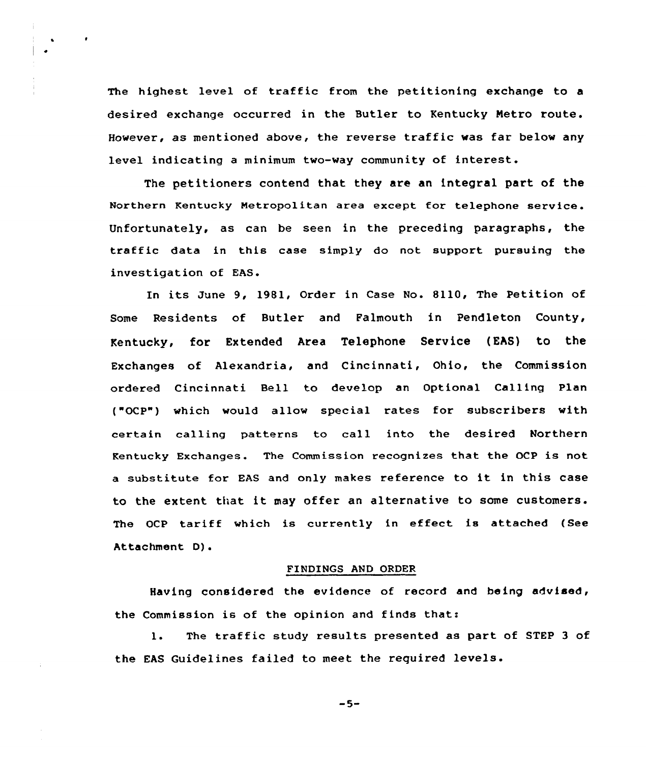The highest level of traffic from the petitioning exchange to a desired exchange occurred in the Butler to Kentucky Metro route. However, as mentioned above, the reverse traffic was far below any level indicating a minimum two-way community of interest.

The petitioners contend that they are an integral part of the Northern Kentucky Metropolitan area except for telephone service. Unfortunately, as can be seen in the preceding paragraphs, the traffic data in this case simply do not support pursuing the investigation of EAS.

In its June 9, 1981, Order in Case No. 8110, The Petition of Some Residents of Butler and Falmouth in Pendleton County, Kentucky, for Extended Area Telephone Service (EAS) to the Exchanges of Alexandria, and Cincinnati, Ohio, the Commission ordered Cincinnati Bell to develop an Optional Calling Plan ("OCP") which would allow special rates for subscribers with certain calling patterns to call into the desired Northern Kentucky Exchanges. The Commission recognizes that the OCP is not a substitute for EAS and only makes reference to it in this case to the extent that it may offer an alternative to some customers. The OCP tariff which is currently in effect is attached (See Attachment D).

## FINDINGS AND ORDER

Having considered the evidence of record and being advised, the Commission is of the opinion and finds that:

1. The traffic study results presented as part of STEP 3 of the EAS Guidelines failed to meet the required levels.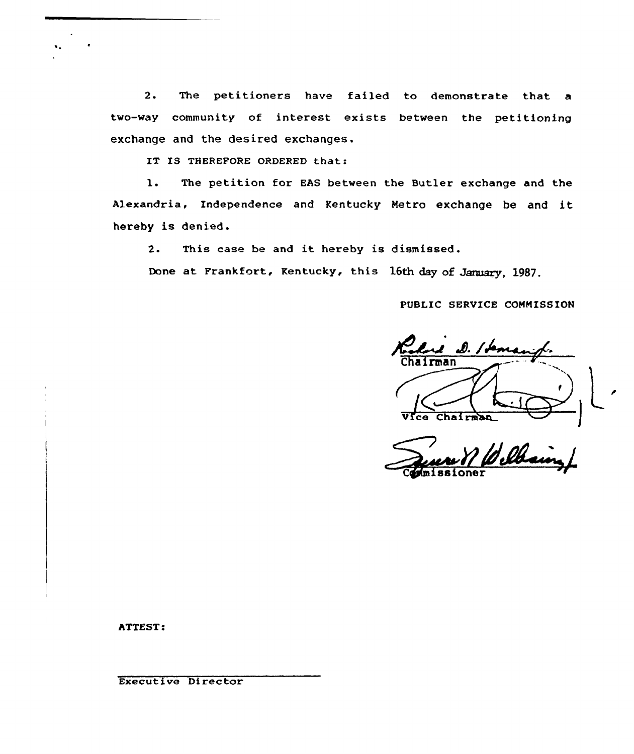2. The petitioners have failed to demonstrate that a two-way community of interest exists between the petitioning exchange and the desired exchanges.

IT IS THEREFORE ORDERED that:

1. The petition for EAS between the Butler exchange and the Alexandria, Independence and Kentucky Metro exchange be and it hereby is denied.

2. This case be and it hereby is dismissed.

Done at Frankfort, Kentucky, this 16th day of January, 1987.

PUBLIC SERVICE COMMISSION

Chairman

Vice Chairman

Commissioner

ATTEST:

Executive Director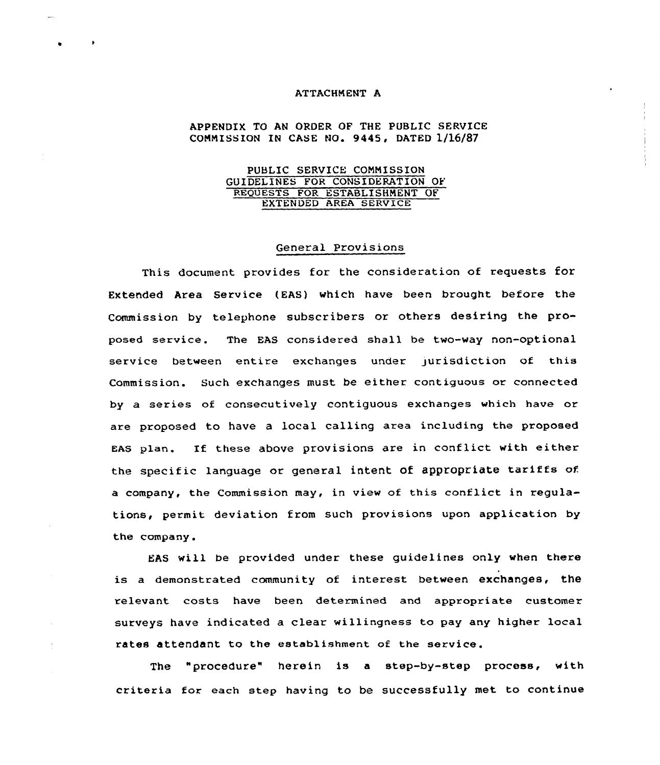ATTACHMENT A

APPENDIX TO AN ORDER OF THE PUBLIC SERVICE COMMISSION IN CASE NO. 9445, DATED 1/16/87

# PUBLIC SERVICE COMMISSION GUIDELINES FOR CONSIDERATION OF REQUESTS FOR ESTABLISHMENT OF EXTENDED AREA SERVICE

## General Provisions

This document provides for the consideration of requests for Extended Area Service (EAS) which have been brought before the Commission by telephone subscribers or others desiring the proposed service. The EAS considered shall be two-way non-optional service between entire exchanges under jurisdiction of this Commission. Such exchanges must be either contiguous or connected by a series of consecutively contiguous exchanges which have or are proposed to have a local calling area including the proposed EAS plan. If these above provisions are in conflict with either the specific language or general intent of appropriate tariffs of a company, the Commission may, in view of this conflict in regulations, permit deviation from such provisions upon application by the company.

EAS will be provided under these guidelines only when there is a demonstrated community of interest between exchanges, the relevant costs have been determined and appropriate customer surveys have indicated a clear willingness to pay any higher local rates attendant to the establishment of the service.

The "procedure" herein is a step-by-step process, with criteria for each step having to be successfully met to continue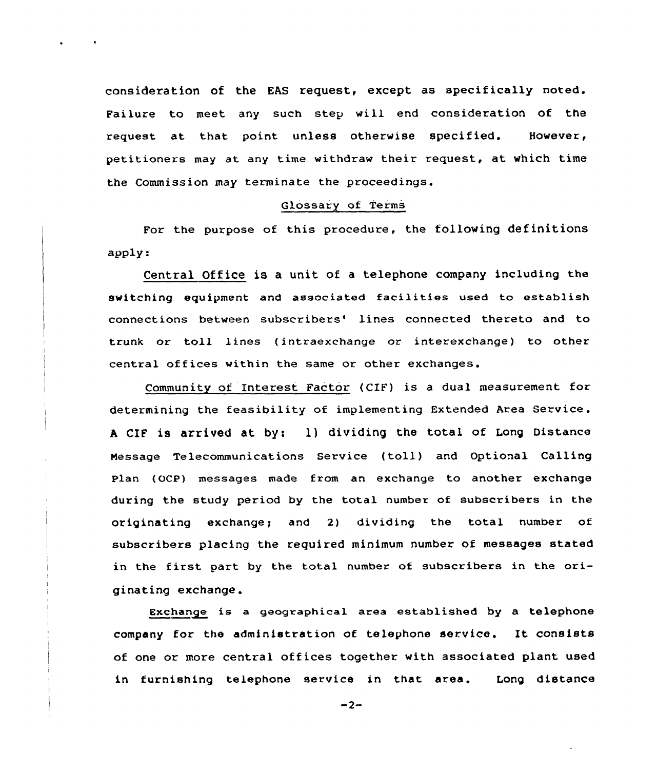consideration of the EAS request, except as specifically noted. Failure to meet any such step will end consideration of the request at that point unless otherwise specified. However, petitioners may at any time withdraw their request, at which time the Commission may terminate the proceedings.

## Glossary of Terms

For the purpose of this procedure, the following definitions apply:

Central Office is a unit of a telephone company including the switching equipment and associated facilities used to establish connections between subscribers' lines connected thereto and to trunk or toll lines (intraexchange or interexchange) to other central offices within the same or other exchanges.

Community of Interest Factor (CIF) is a dual measurement for determining the feasibility of implementing Extended Area Service. A CIF is arrived at by: 1) dividing the total of Long Distance Message Telecommunications Service (toll) and Optional Calling Plan (OCP) messages made from an exchange to another exchange during the study period by the total number of subscribers in the originating exchange; and 2) dividing the total number of subscribers placing the required minimum number of messages stated in the first part by the total number of subscribers in the originating exchange.

Exchange is a geographical area established by a telephone company for the administration of telephone service. It consists of one or more central offices together with associated plant used in furnishing telephone service in that area. Long distance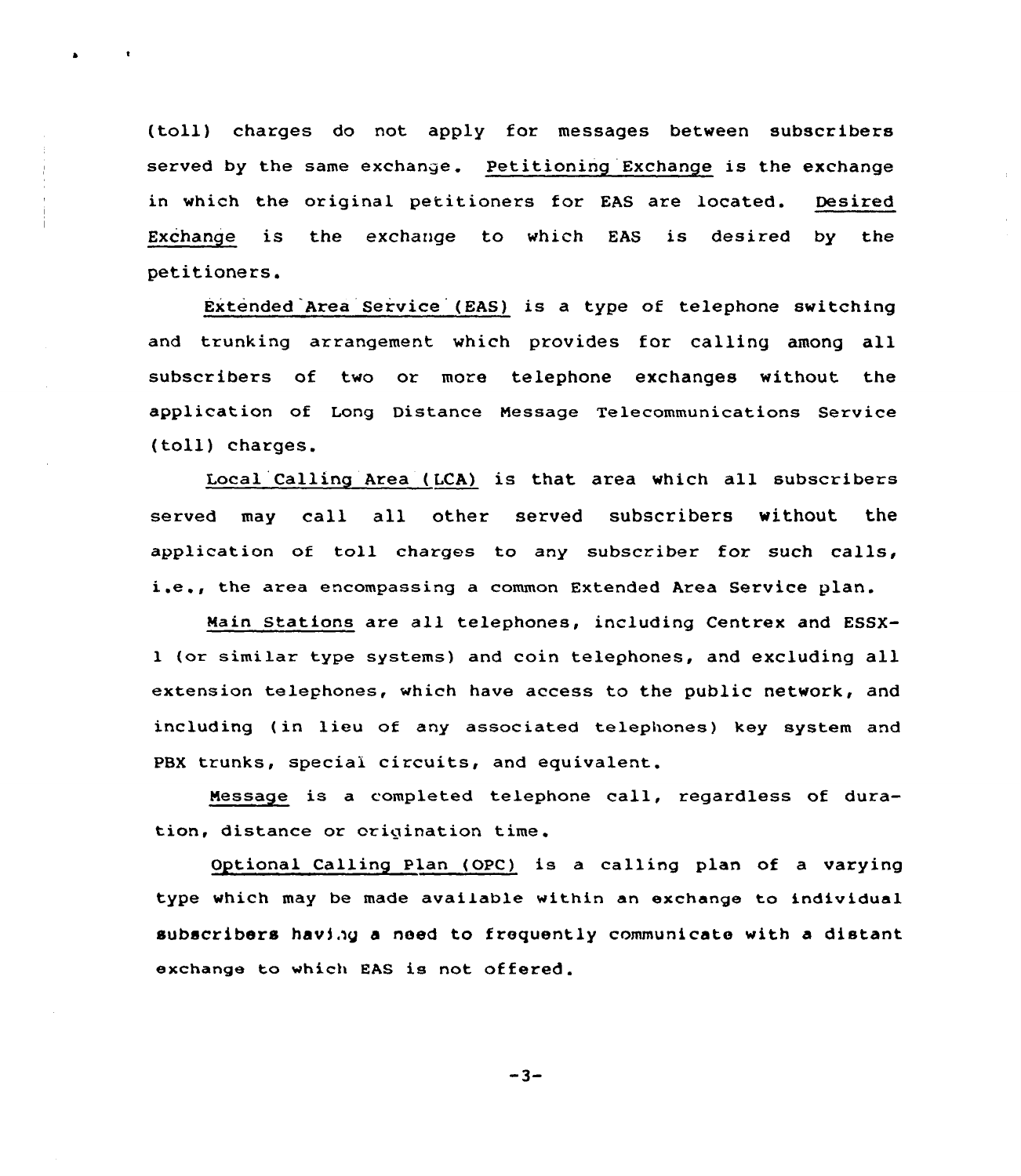(toll) charges do not apply for messages between subscribers served by the same exchange. Petitioning Exchange is the exchange in which the original petitioners for EAS are located. Desired Exchange is the exchange to which EAS is desired by the petitioners.

Extended Area Service (EAS) is a type of telephone switching and trunking arrangement which provides for calling among all subscribers of two or more telephone exchanges without the application of Long Distance Message Telecommunications Service (toll) charges.

Local Calling Area (LCA) is that area which all subscribers served may call all other served subscribers without the application of toll charges to any subscriber for such calls, i.e., the area encompassing a common Extended Area Service plan.

Main Stations are all telephones, including Centrex and ESSX-1 (or similar type systems) and coin telephones, and excluding all extension telephones, which have access to the public network, and including (in lieu of any associated telephones) key system and PBX trunks, special circuits, and equivalent.

Message is a completed telephone call, regardless of duration, distance or origination time.

Optional Calling Plan (OPC) is a calling plan of a varying type which may be made available within an exchange to individual subscribers having a need to frequently communicate with a distant exchange to which EAS is not offered.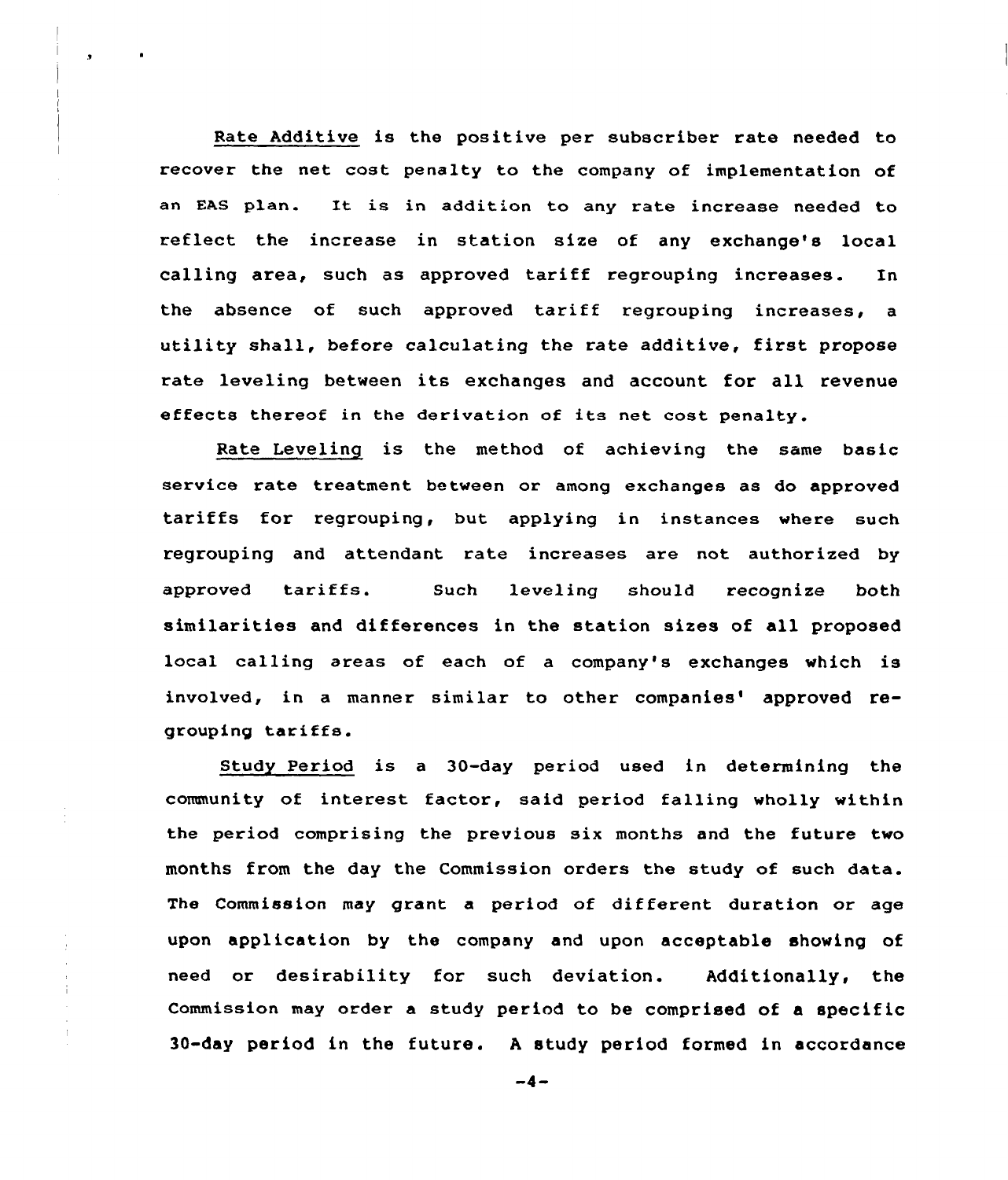Rate Additive is the positive per subscriber rate needed to recover the net cost penalty to the company of implementation of an EAS plan. It is in addition to any rate increase needed to reflect the increase in station size of any exchange's local calling area, such as approved tariff regrouping increases. In the absence of such approved tariff regrouping increases, a utility shall, before calculating the rate additive, first propose rate leveling between its exchanges and account for all revenue effects thereof in the derivation of its net cost penalty.

Rate Leveling is the method of achieving the same basic service rate treatment between or among exchanges as do approved tariffs for regrouping, but applying in instances where such regrouping and attendant rate increases are not authorized by approved tariffs. Such leveling should recognize both similarities and differences in the station sizes of all proposed local calling areas of each of a company's exchanges which is involved, in a manner similar to other companies' approved regrouping tariffs.

Study Period is a 30-day period used in determining the community of interest factor, said period falling wholly within the period comprising the previous six months and the future two months from the day the Commission orders the study of such data. The Commission may grant a period of different duration or age upon application by the company and upon acceptable showing of need or desirability for such deviation. Additionally, the Commission may order a study period to be comprised of a specific 30-day period in the future. A study period formed in accordance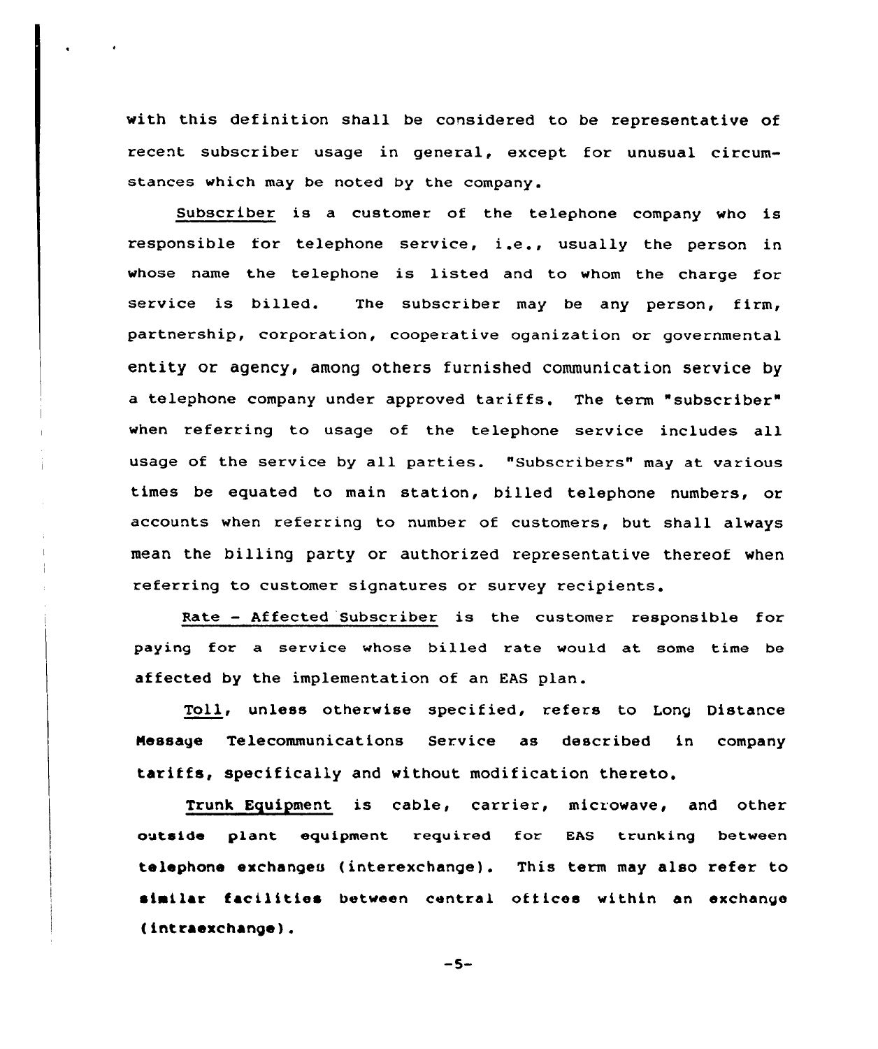with this definition shall be considered to be representative of recent subscriber usage in general, except for unusual circumstances which may be noted by the company.

Subscriber is a customer of the telephone company who is responsible for telephone service, i.e., usually the person in whose name the telephone is listed and to whom the charge for service is billed. The subscriber may be any person, firm, partnership, corporation, cooperative oganization or governmental entity or agency, among others furnished communication service by a telephone company under approved tariffs. The term "subscriber" when referring to usage of the telephone service includes all usage of the service by all parties. "Subscribers" may at various times be equated to main station, billed telephone numbers, or accounts when referring to number of customers, but shall always mean the billing party or authorized representative thereof when referring to customer signatures or survey recipients.

Rate - Affected Subscriber is the customer responsible for paying for a service whose billed rate would at some time be affected by the implementation of an EAS plan.

Toll, unless otherwise specified, refers to Long Distance Message Telecommunications Service as described in company tariffs, specifically and without modification thereto.

Trunk Equipment is cable, carrier, microwave, and other outside plant equipment required for EAS trunking between telephone exchanges (interexchange). This term may also refer to similar facilities between central offices within an exchange (intraexchange).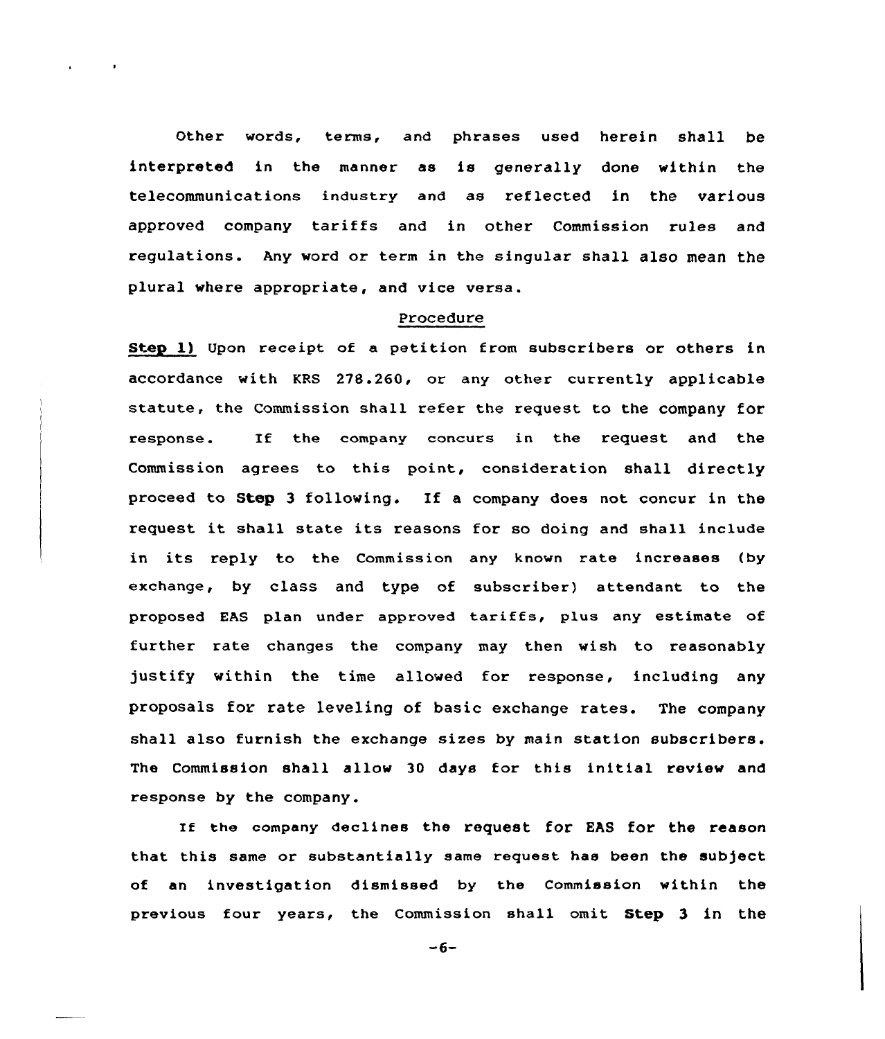Other words, terms, and phrases used herein shall be interpreted in the manner as is generally done within the telecommunications industry and as reflected in the various approved company tariffs and in other Commission rules and regulations. Any word or term in the singular shall also mean the plural where appropriate, and vice versa.

## Procedure

**Step 1)** Upon receipt of a petition from subscribers or others in accordance with KRS 278.260, or any other currently applicable statute, the Commission shall refer the request to the company for response. If the company concurs in the request and the Commission agrees to this point, consideration shall directly proceed to **Step** 3 following. If a company does not concur in the request it shall state its reasons for so doing and shall include in its reply to the Commission any known rate increases (by exchange, by class and type of subscriber) attendant to the proposed EAS plan under approved tariffs, plus any estimate of further rate changes the company may then wish to reasonably justify within the time allowed for response, including any proposals for rate leveling of basic exchange rates. The company shall also furnish the exchange sizes by main station subscribers. The Commission shall allow 30 days for this initial review and response by the company.

If the company declines the request for EAS for the reason that this same or substantially same request has been the subject of an investigation dismissed by the Commission within the previous four years, the Commission shall omit **Step 3** in the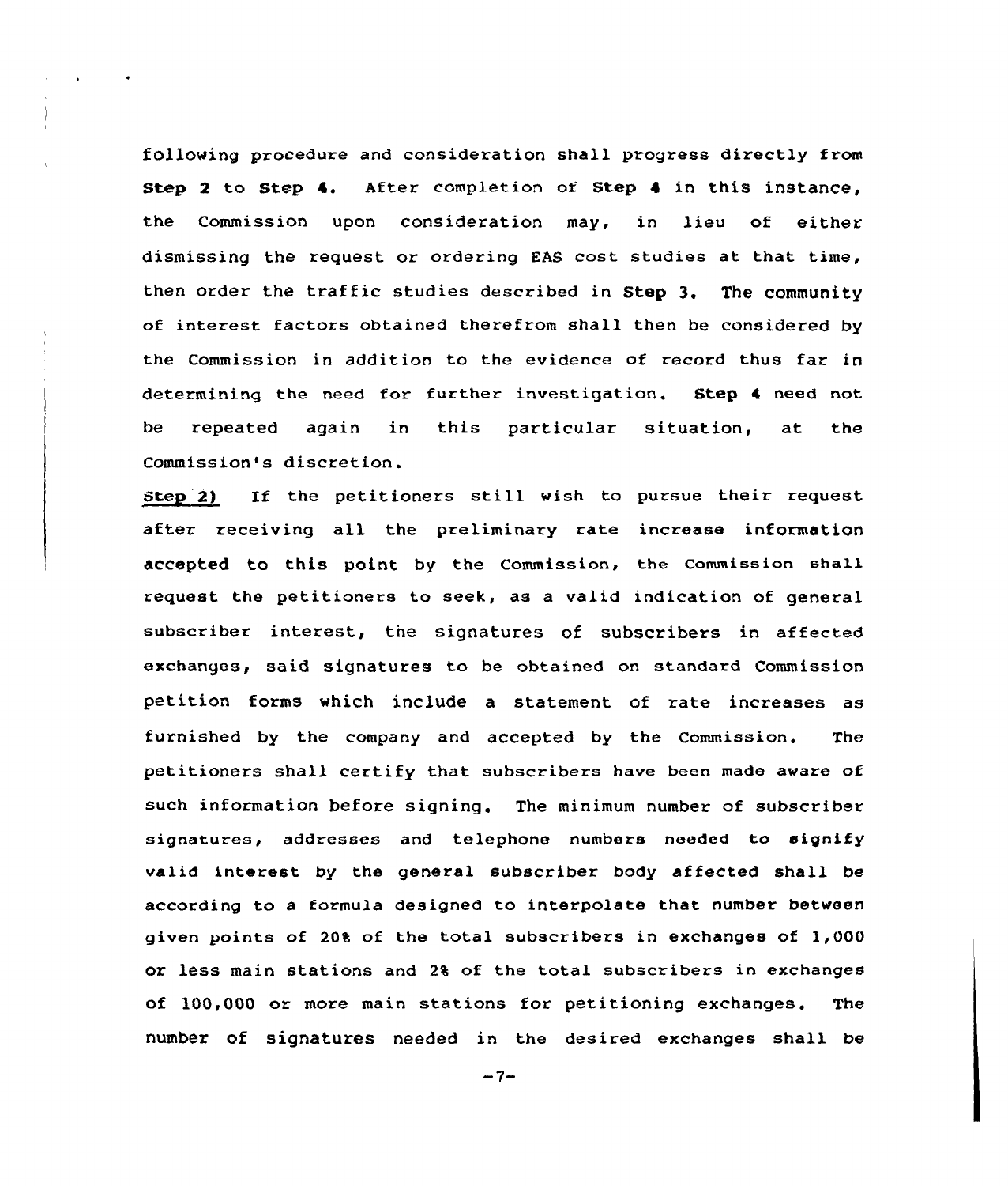following procedure and consideration shall progress directly from **Step 2** to **Step 4.** After completion of **Step 4** in this instance, the Commission upon consideration may, in lieu of either dismissing the request or ordering EAS cost studies at that time, then order the traffic studies described in **Step 3.** The community of interest factors obtained therefrom shall then be considered by the Commission in addition to the evidence of record thus far in determining the need for further investigation. **Step 4** need not be repeated again in this particular situation, at the Commission's discretion.

Step 2) If the petitioners still wish to pursue their request after receiving all the preliminary rate increase information accepted to this point by the Commission, the Commission shall request the petitioners to seek, as a valid indication of general subscriber interest, the signatures of subscribers in affected exchanges, said signatures to be obtained on standard Commission petition forms which include a statement of rate increases as furnished by the company and accepted by the Commission. The petitioners shall certify that subscribers have been made aware of such information before signing. The minimum number of subscriber signatures, addresses and telephone numbers needed to signify valid interest by the general subscriber body affected shall be according to a formula designed to interpolate that number between given points of 20% of the total subscribers in exchanges of 1,000 or less main stations and 2% of the total subscribers in exchanges of 100,000 or more main stations for petitioning exchanges. The number of signatures needed in the desired exchanges shall be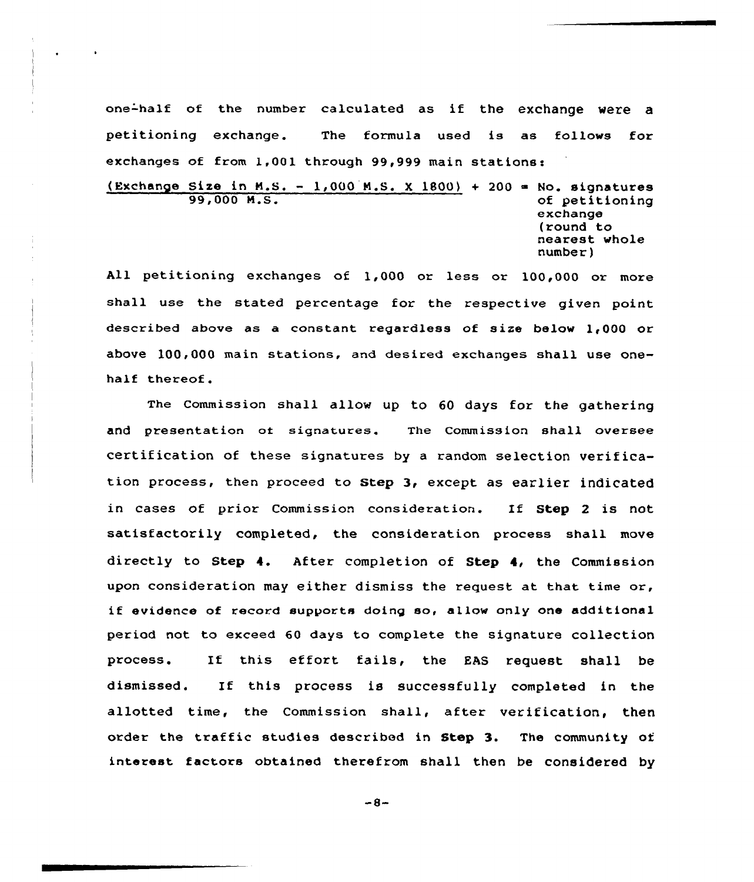one-half of the number calculated as if the exchange were a petitioning exchange. The formula used is as follows for exchanges of from 1,001 through 99,999 main stations:

$$\frac{(\text{Exchange Size in M.S.} - 1{,}000 \text{ M.S.} \times 1800)}{99{,}000 \text{ M.S.}} + 200 = \text{No. signatures of petitioning exchange (round to nearest whole number)}$$

All petitioning exchanges of 1,000 or less or 100,000 or more shall use the stated percentage for the respective given point described above as a constant regardless of size below 1,000 or above 100,000 main stations, and desired exchanges shall use one-half thereof.

The Commission shall allow up to 60 days for the gathering and presentation of signatures. The Commission shall oversee certification of these signatures by a random selection verification process, then proceed to **Step 3**, except as earlier indicated in cases of prior Commission consideration. If **Step 2** is not satisfactorily completed, the consideration process shall move directly to **Step 4**. After completion of **Step 4**, the Commission upon consideration may either dismiss the request at that time or, if evidence of record supports doing so, allow only one additional period not to exceed 60 days to complete the signature collection process. If this effort fails, the EAS request shall be dismissed. If this process is successfully completed in the allotted time, the Commission shall, after verification, then order the traffic studies described in **Step 3**. The community of interest factors obtained therefrom shall then be considered by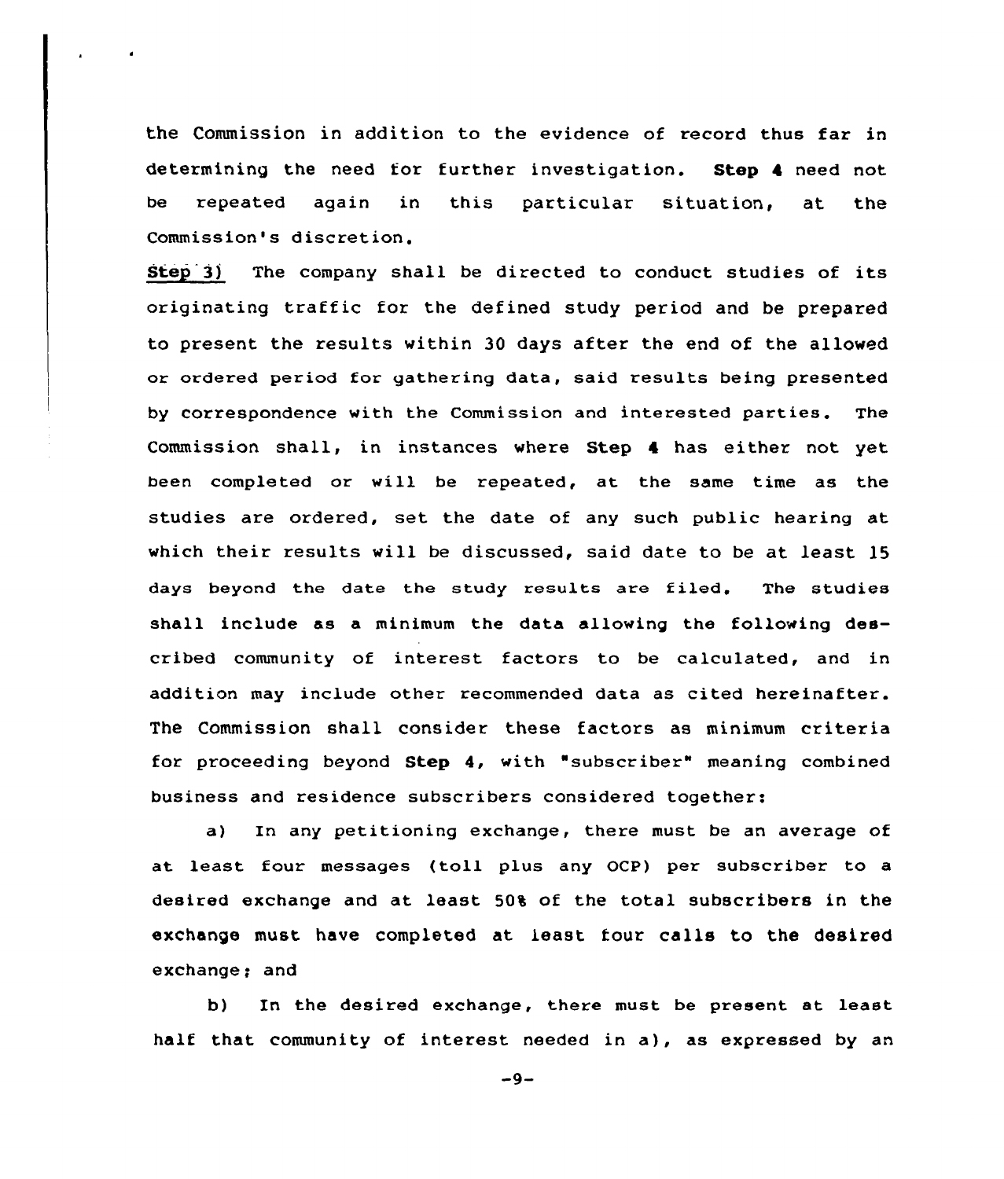the Commission in addition to the evidence of record thus far in determining the need for further investigation. **Step 4** need not be repeated again in this particular situation, at the Commission's discretion.

Step 3) The company shall be directed to conduct studies of its originating traffic for the defined study period and be prepared to present the results within 30 days after the end of the allowed or ordered period for gathering data, said results being presented by correspondence with the Commission and interested parties. The Commission shall, in instances where **Step 4** has either not yet been completed or will be repeated, at the same time as the studies are ordered, set the date of any such public hearing at which their results will be discussed, said date to be at least 15 days beyond the date the study results are filed. The studies shall include as a minimum the data allowing the following described community of interest factors to be calculated, and in addition may include other recommended data as cited hereinafter. The Commission shall consider these factors as minimum criteria for proceeding beyond **Step 4**, with "subscriber" meaning combined business and residence subscribers considered together:

a) In any petitioning exchange, there must be an average of at least four messages (toll plus any OCP) per subscriber to a desired exchange and at least 50% of the total subscribers in the exchange must have completed at least four calls to the desired exchange; and

b) In the desired exchange, there must be present at least half that community of interest needed in a), as expressed by an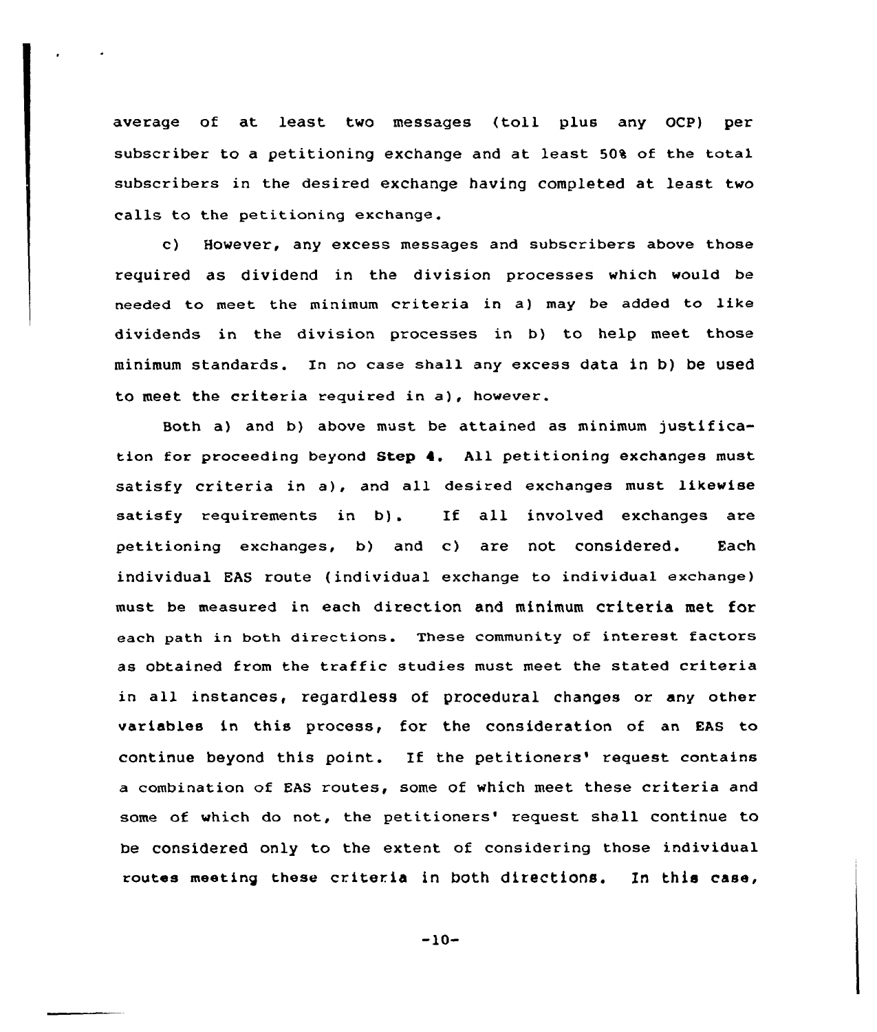average of at least two messages (toll plus any OCP) per subscriber to a petitioning exchange and at least 50% of the total subscribers in the desired exchange having completed at least two calls to the petitioning exchange.

c) However, any excess messages and subscribers above those required as dividend in the division processes which would be needed to meet the minimum criteria in a) may be added to like dividends in the division processes in b) to help meet those minimum standards. In no case shall any excess data in b) be used to meet the criteria required in a), however.

Both a) and b) above must be attained as minimum justification for proceeding beyond **Step 4.** All petitioning exchanges must satisfy criteria in a), and all desired exchanges must likewise satisfy requirements in b). If all involved exchanges are petitioning exchanges, b) and c) are not considered. Each individual EAS route (individual exchange to individual exchange) must be measured in each direction and minimum criteria met for each path in both directions. These community of interest factors as obtained from the traffic studies must meet the stated criteria in all instances, regardless of procedural changes or any other variables in this process, for the consideration of an EAS to continue beyond this point. If the petitioners' request contains a combination of EAS routes, some of which meet these criteria and some of which do not, the petitioners' request shall continue to be considered only to the extent of considering those individual routes meeting these criteria in both directions. In this case,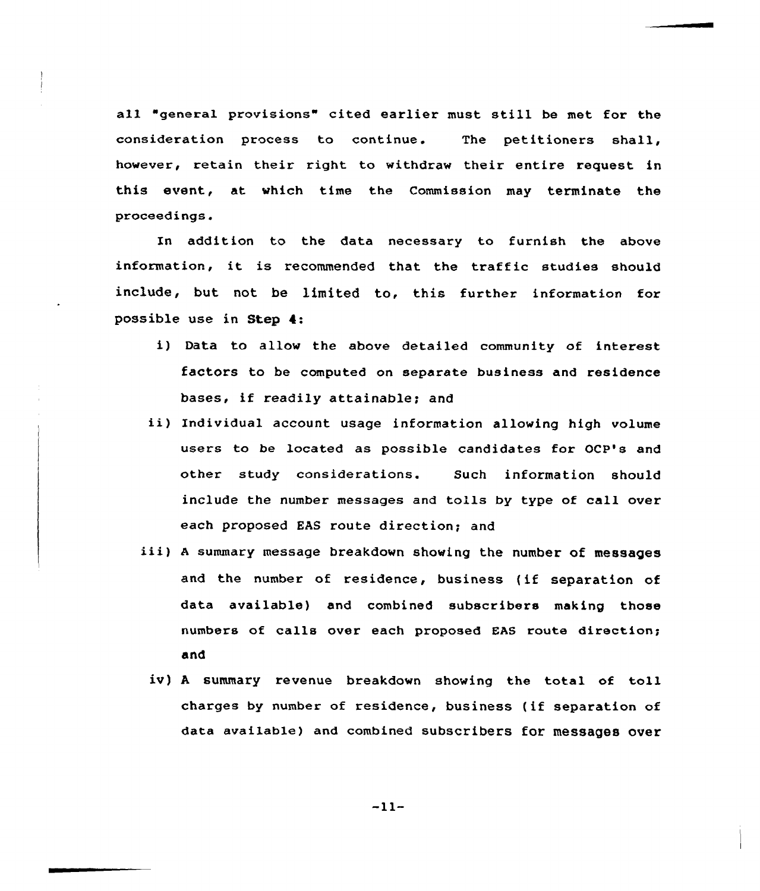all "general provisions" cited earlier must still be met for the consideration process to continue. The petitioners shall, however, retain their right to withdraw their entire request in this event, at which time the Commission may terminate the proceedings.

In addition to the data necessary to furnish the above information, it is recommended that the traffic studies should include, but not be limited to, this further information for possible use in Step 4:

i) Data to allow the above detailed community of interest factors to be computed on separate business and residence bases, if readily attainable; and

ii) Individual account usage information allowing high volume users to be located as possible candidates for OCP's and other study considerations. Such information should include the number messages and tolls by type of call over each proposed EAS route direction; and

iii) A summary message breakdown showing the number of messages and the number of residence, business (if separation of data available) and combined subscribers making those numbers of calls over each proposed EAS route direction; and

iv) A summary revenue breakdown showing the total of toll charges by number of residence, business (if separation of data available) and combined subscribers for messages over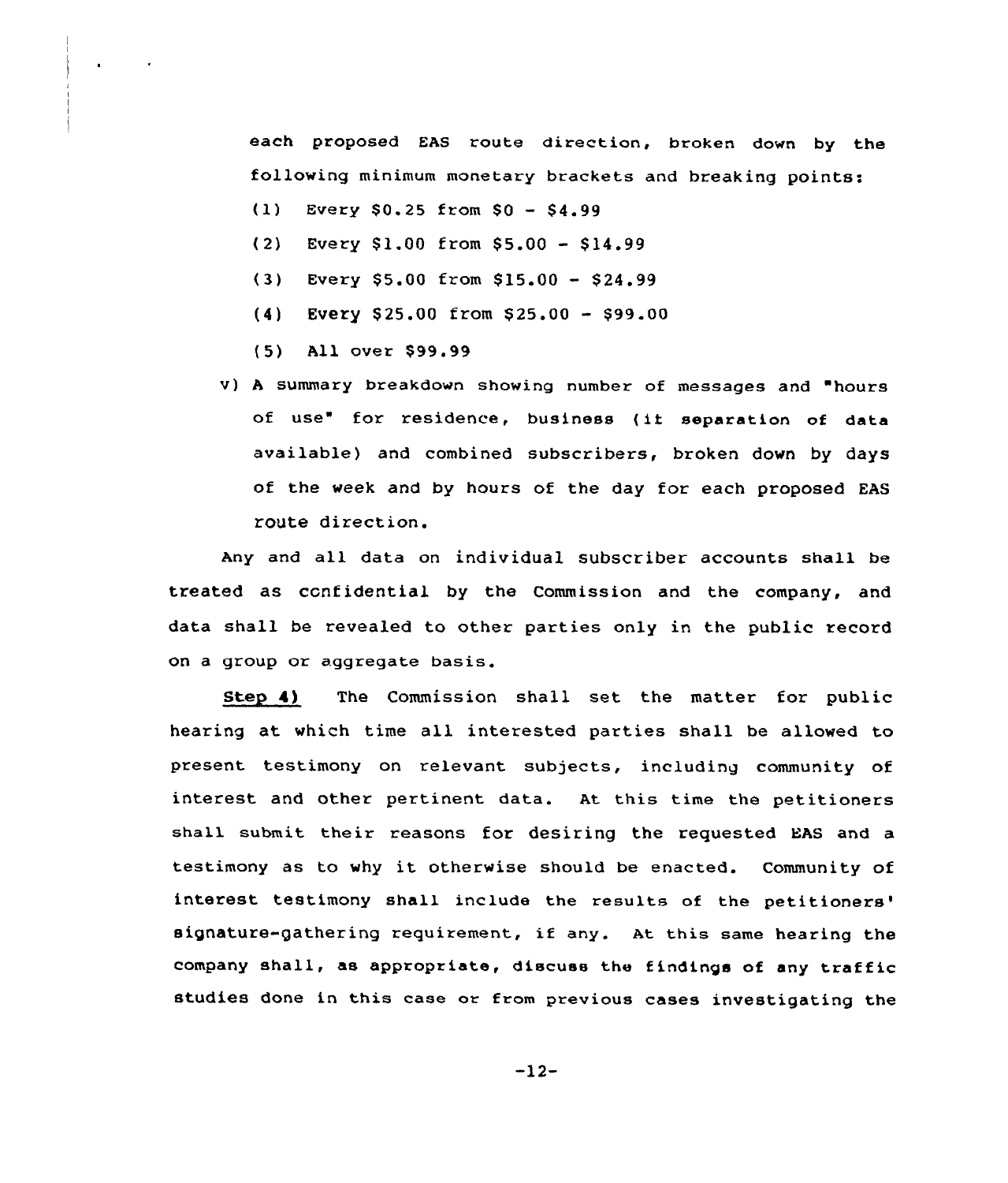each proposed EAS route direction, broken down by the following minimum monetary brackets and breaking points:

(1) Every $0.25 from $0 - $4.99

(2) Every $1.00 from $5.00 - $14.99

(3) Every $5.00 from $15.00 - $24.99

(4) Every $25.00 from $25.00 - $99.00

(5) All over $99.99

v) A summary breakdown showing number of messages and "hours of use" for residence, business (it separation of data available) and combined subscribers, broken down by days of the week and by hours of the day for each proposed EAS route direction.

Any and all data on individual subscriber accounts shall be treated as confidential by the Commission and the company, and data shall be revealed to other parties only in the public record on a group or aggregate basis.

**Step 4)** The Commission shall set the matter for public hearing at which time all interested parties shall be allowed to present testimony on relevant subjects, including community of interest and other pertinent data. At this time the petitioners shall submit their reasons for desiring the requested EAS and a testimony as to why it otherwise should be enacted. Community of interest testimony shall include the results of the petitioners' signature-gathering requirement, if any. At this same hearing the company shall, as appropriate, discuss the findings of any traffic studies done in this case or from previous cases investigating the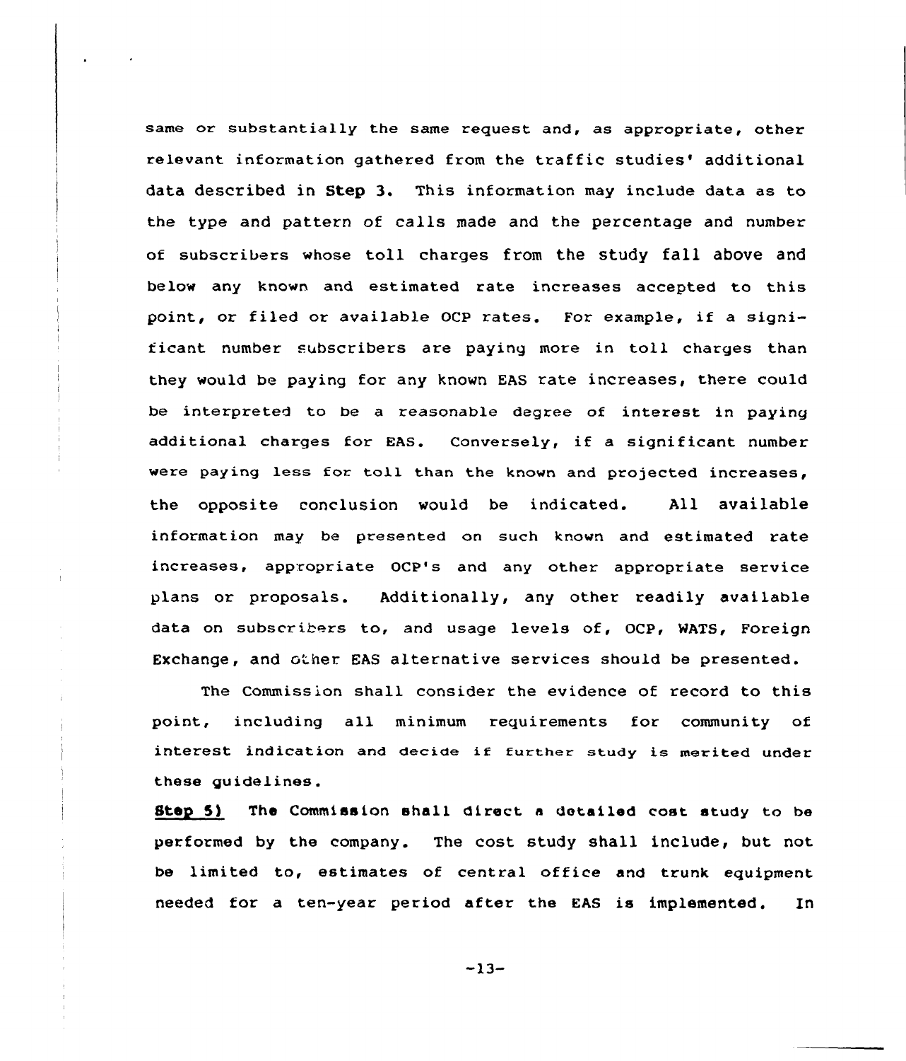same or substantially the same request and, as appropriate, other relevant information gathered from the traffic studies' additional data described in Step 3. This information may include data as to the type and pattern of calls made and the percentage and number of subscribers whose toll charges from the study fall above and below any known and estimated rate increases accepted to this point, or filed or available OCP rates. For example, if a significant number subscribers are paying more in toll charges than they would be paying for any known EAS rate increases, there could be interpreted to be a reasonable degree of interest in paying additional charges for EAS. Conversely, if a significant number were paying less for toll than the known and projected increases, the opposite conclusion would be indicated. All available information may be presented on such known and estimated rate increases, appropriate OCP's and any other appropriate service plans or proposals. Additionally, any other readily available data on subscribers to, and usage levels of, OCP, WATS, Foreign Exchange, and other EAS alternative services should be presented.

The Commission shall consider the evidence of record to this point, including all minimum requirements for community of interest indication and decide if further study is merited under these guidelines.

**Step 5)** The Commission shall direct a detailed cost study to be performed by the company. The cost study shall include, but not be limited to, estimates of central office and trunk equipment needed for a ten-year period after the EAS is implemented. In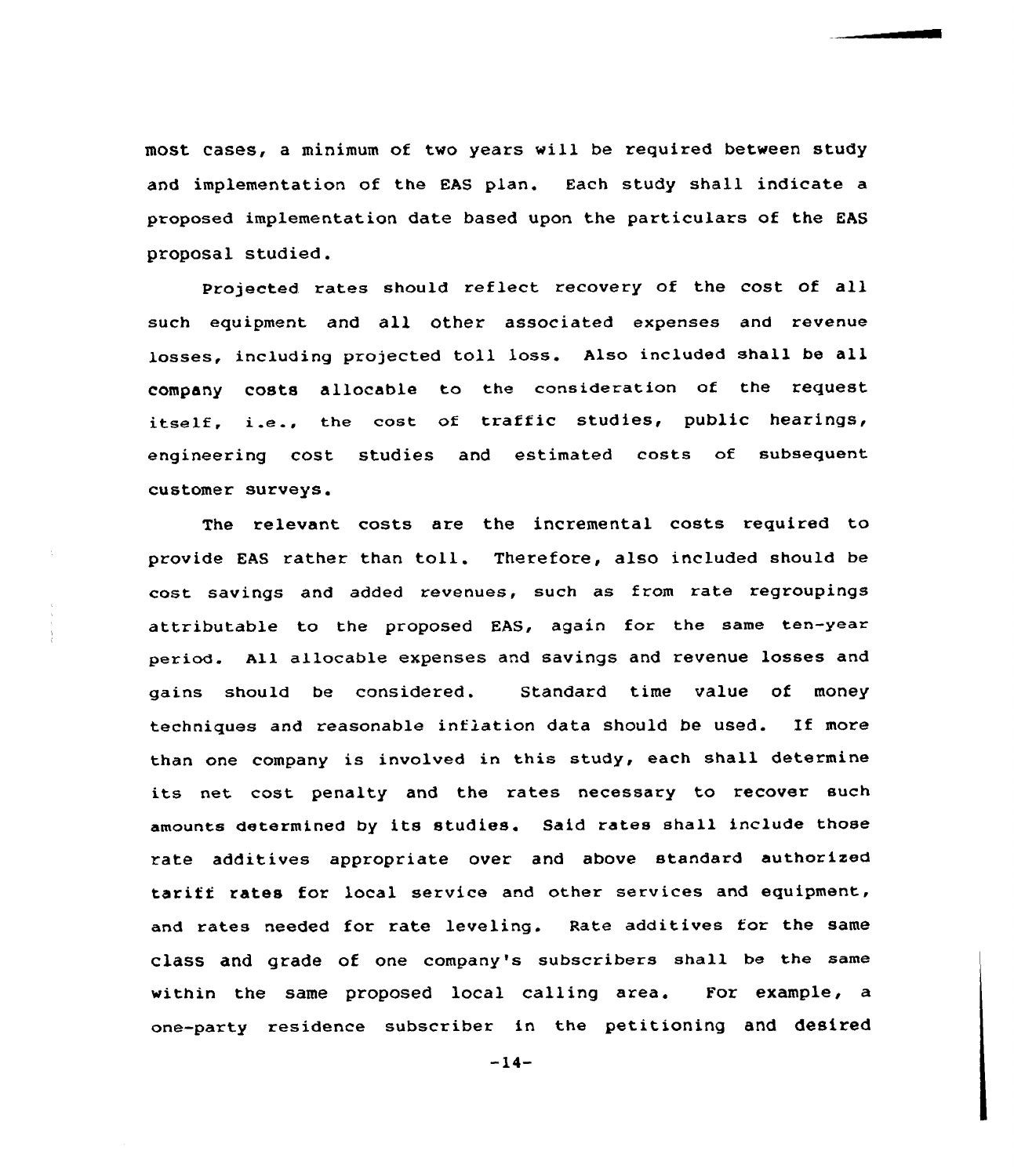most cases, a minimum of two years will be required between study and implementation of the EAS plan. Each study shall indicate a proposed implementation date based upon the particulars of the EAS proposal studied.

Projected rates should reflect recovery of the cost of all such equipment and all other associated expenses and revenue losses, including projected toll loss. Also included shall be all company costs allocable to the consideration of the request itself, i.e., the cost of traffic studies, public hearings, engineering cost studies and estimated costs of subsequent customer surveys.

The relevant costs are the incremental costs required to provide EAS rather than toll. Therefore, also included should be cost savings and added revenues, such as from rate regroupings attributable to the proposed EAS, again for the same ten-year period. All allocable expenses and savings and revenue losses and gains should be considered. Standard time value of money techniques and reasonable inflation data should be used. If more than one company is involved in this study, each shall determine its net cost penalty and the rates necessary to recover such amounts determined by its studies. Said rates shall include those rate additives appropriate over and above standard authorized tariff rates for local service and other services and equipment, and rates needed for rate leveling. Rate additives for the same class and grade of one company's subscribers shall be the same within the same proposed local calling area. For example, a one-party residence subscriber in the petitioning and desired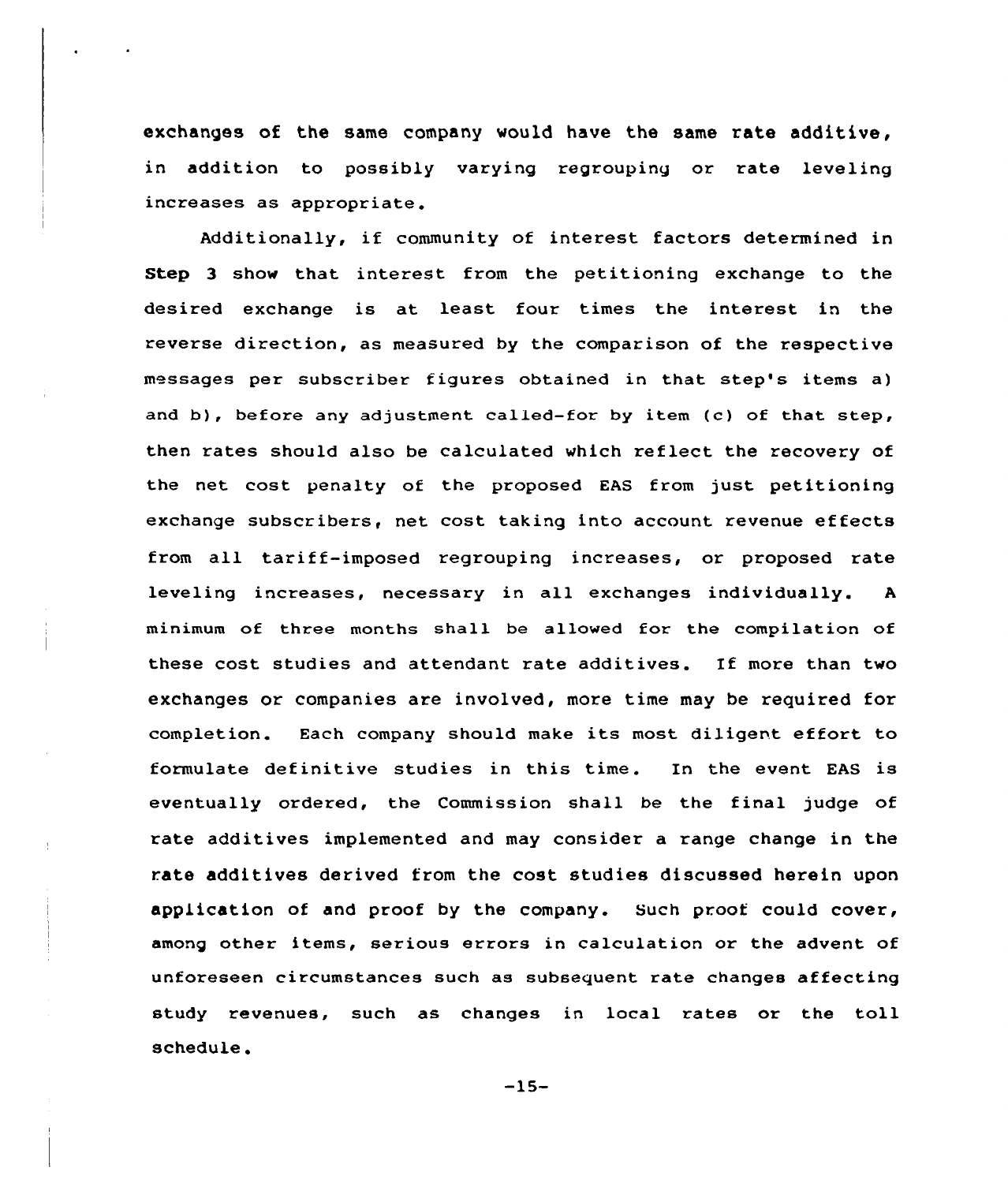exchanges of the same company would have the same rate additive, in addition to possibly varying regrouping or rate leveling increases as appropriate.

Additionally, if community of interest factors determined in **Step 3** show that interest from the petitioning exchange to the desired exchange is at least four times the interest in the reverse direction, as measured by the comparison of the respective messages per subscriber figures obtained in that step's items a) and b), before any adjustment called-for by item (c) of that step, then rates should also be calculated which reflect the recovery of the net cost penalty of the proposed EAS from just petitioning exchange subscribers, net cost taking into account revenue effects from all tariff-imposed regrouping increases, or proposed rate leveling increases, necessary in all exchanges individually. A minimum of three months shall be allowed for the compilation of these cost studies and attendant rate additives. If more than two exchanges or companies are involved, more time may be required for completion. Each company should make its most diligent effort to formulate definitive studies in this time. In the event EAS is eventually ordered, the Commission shall be the final judge of rate additives implemented and may consider a range change in the rate additives derived from the cost studies discussed herein upon application of and proof by the company. Such proof could cover, among other items, serious errors in calculation or the advent of unforeseen circumstances such as subsequent rate changes affecting study revenues, such as changes in local rates or the toll schedule.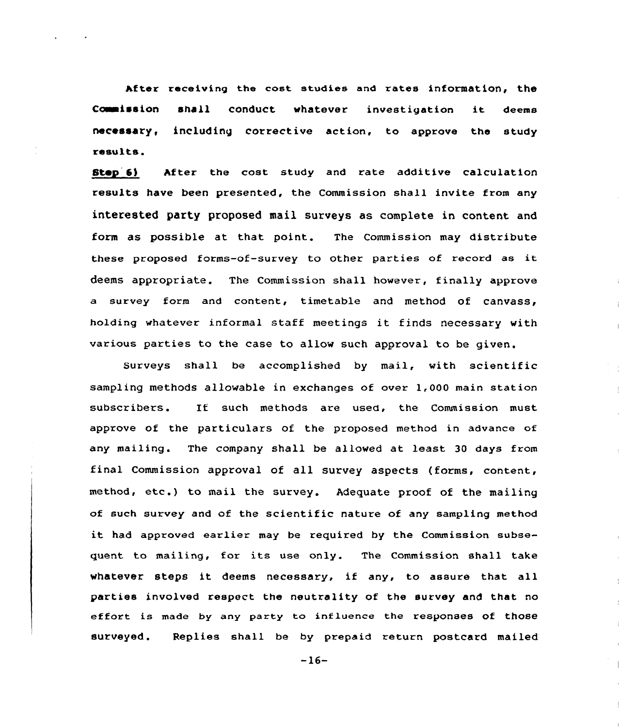After receiving the cost studies and rates information, the Commission shall conduct whatever investigation it deems necessary, including corrective action, to approve the study results.

**Step 6)** After the cost study and rate additive calculation results have been presented, the Commission shall invite from any interested party proposed mail surveys as complete in content and form as possible at that point. The Commission may distribute these proposed forms-of-survey to other parties of record as it deems appropriate. The Commission shall however, finally approve a survey form and content, timetable and method of canvass, holding whatever informal staff meetings it finds necessary with various parties to the case to allow such approval to be given.

Surveys shall be accomplished by mail, with scientific sampling methods allowable in exchanges of over 1,000 main station subscribers. If such methods are used, the Commission must approve of the particulars of the proposed method in advance of any mailing. The company shall be allowed at least 30 days from final Commission approval of all survey aspects (forms, content, method, etc.) to mail the survey. Adequate proof of the mailing of such survey and of the scientific nature of any sampling method it had approved earlier may be required by the Commission subsequent to mailing, for its use only. The Commission shall take whatever steps it deems necessary, if any, to assure that all parties involved respect the neutrality of the survey and that no effort is made by any party to influence the responses of those surveyed. Replies shall be by prepaid return postcard mailed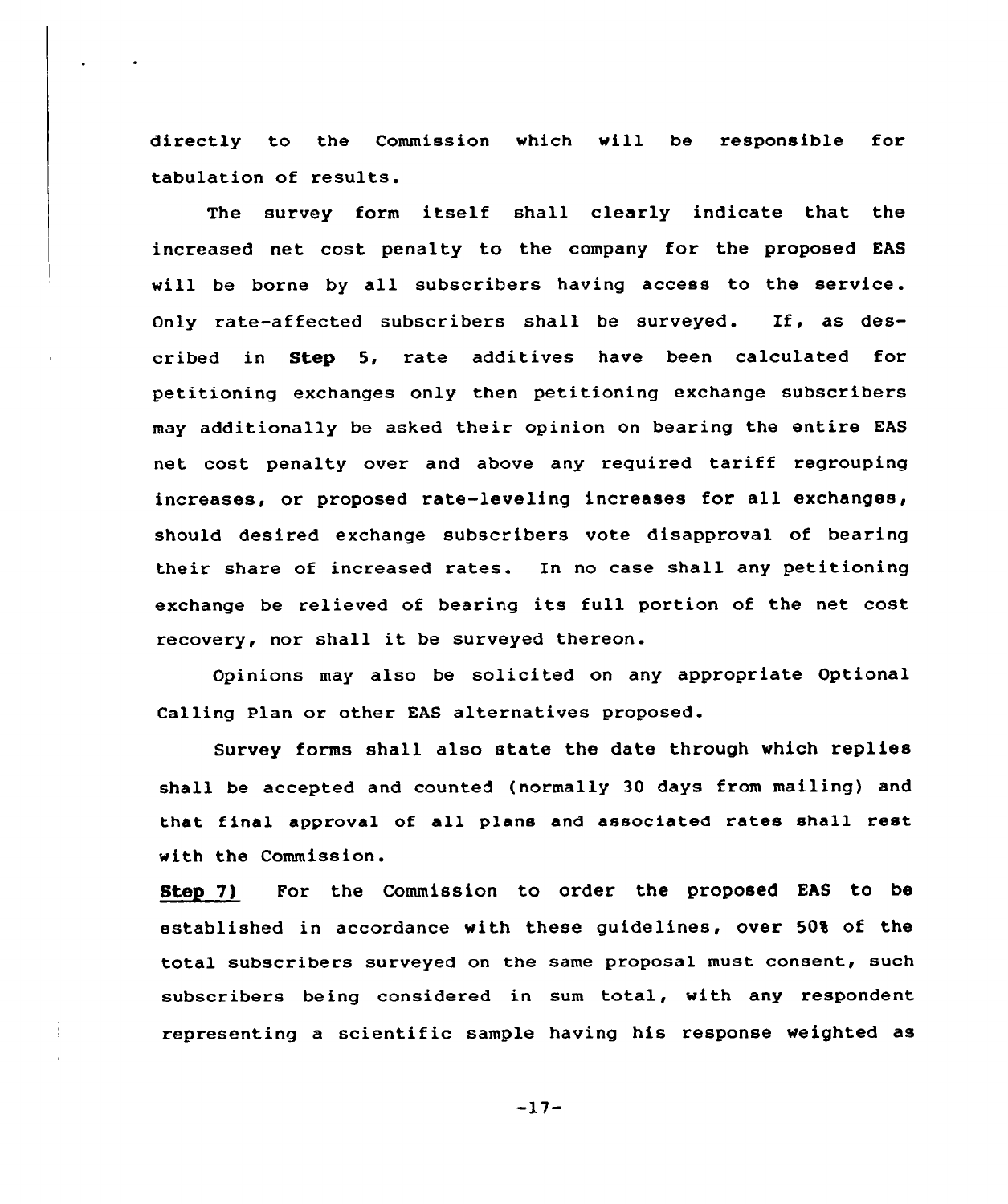directly to the Commission which will be responsible for tabulation of results.

The survey form itself shall clearly indicate that the increased net cost penalty to the company for the proposed EAS will be borne by all subscribers having access to the service. Only rate-affected subscribers shall be surveyed. If, as described in **Step** 5, rate additives have been calculated for petitioning exchanges only then petitioning exchange subscribers may additionally be asked their opinion on bearing the entire EAS net cost penalty over and above any required tariff regrouping increases, or proposed rate-leveling increases for all exchanges, should desired exchange subscribers vote disapproval of bearing their share of increased rates. In no case shall any petitioning exchange be relieved of bearing its full portion of the net cost recovery, nor shall it be surveyed thereon.

Opinions may also be solicited on any appropriate Optional Calling Plan or other EAS alternatives proposed.

Survey forms shall also state the date through which replies shall be accepted and counted (normally 30 days from mailing) and that final approval of all plans and associated rates shall rest with the Commission.

**Step 7)** For the Commission to order the proposed EAS to be established in accordance with these guidelines, over 50% of the total subscribers surveyed on the same proposal must consent, such subscribers being considered in sum total, with any respondent representing a scientific sample having his response weighted as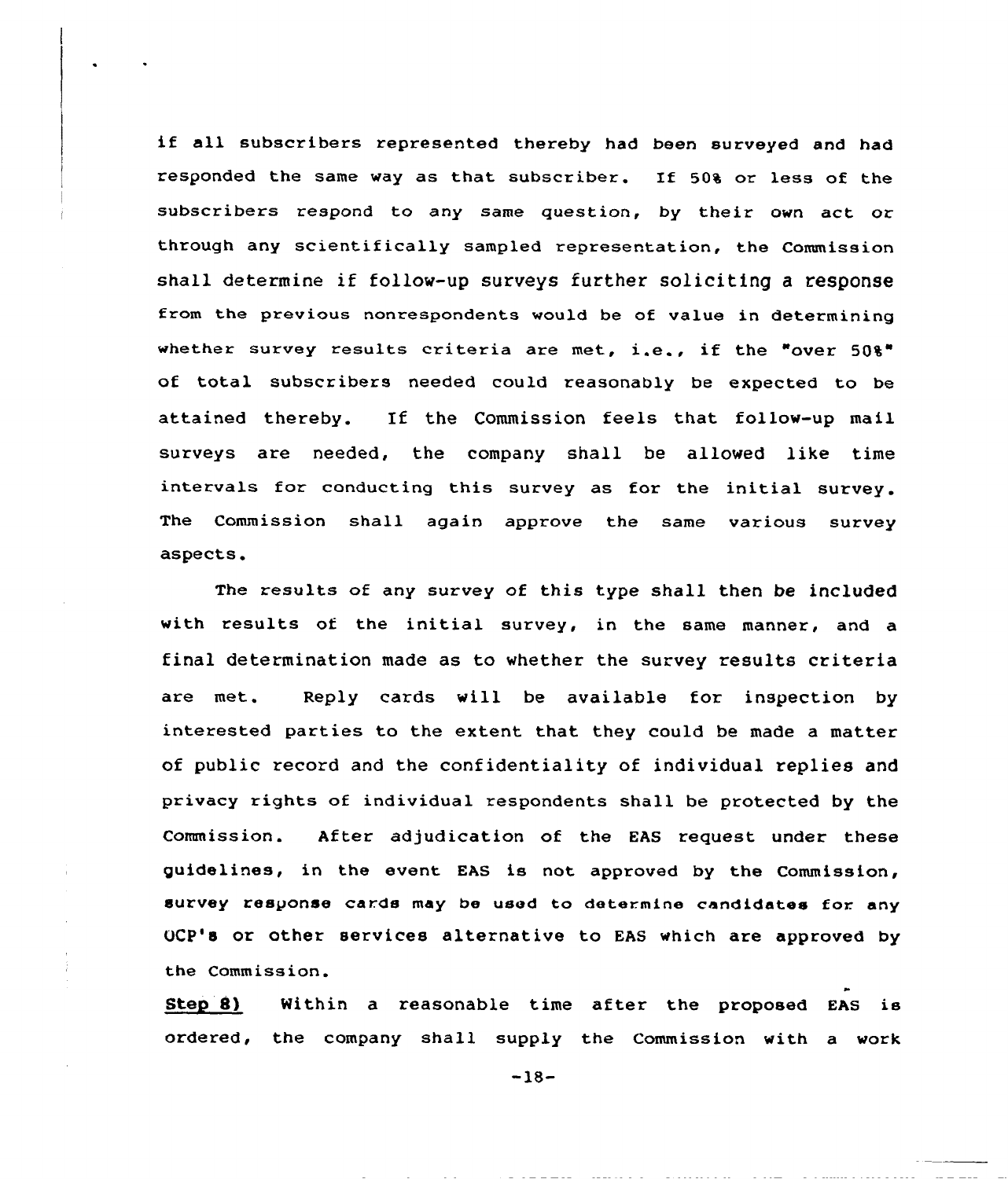if all subscribers represented thereby had been surveyed and had responded the same way as that subscriber. If 50% or less of the subscribers respond to any same question, by their own act or through any scientifically sampled representation, the Commission shall determine if follow-up surveys further soliciting a response from the previous nonrespondents would be of value in determining whether survey results criteria are met, i.e., if the "over 50%" of total subscribers needed could reasonably be expected to be attained thereby. If the Commission feels that follow-up mail surveys are needed, the company shall be allowed like time intervals for conducting this survey as for the initial survey. The Commission shall again approve the same various survey aspects.

The results of any survey of this type shall then be included with results of the initial survey, in the same manner, and a final determination made as to whether the survey results criteria are met. Reply cards will be available for inspection by interested parties to the extent that they could be made a matter of public record and the confidentiality of individual replies and privacy rights of individual respondents shall be protected by the Commission. After adjudication of the EAS request under these guidelines, in the event EAS is not approved by the Commission, survey response cards may be used to determine candidates for any OCP's or other services alternative to EAS which are approved by the Commission.

**Step 8)** Within a reasonable time after the proposed EAS is ordered, the company shall supply the Commission with a work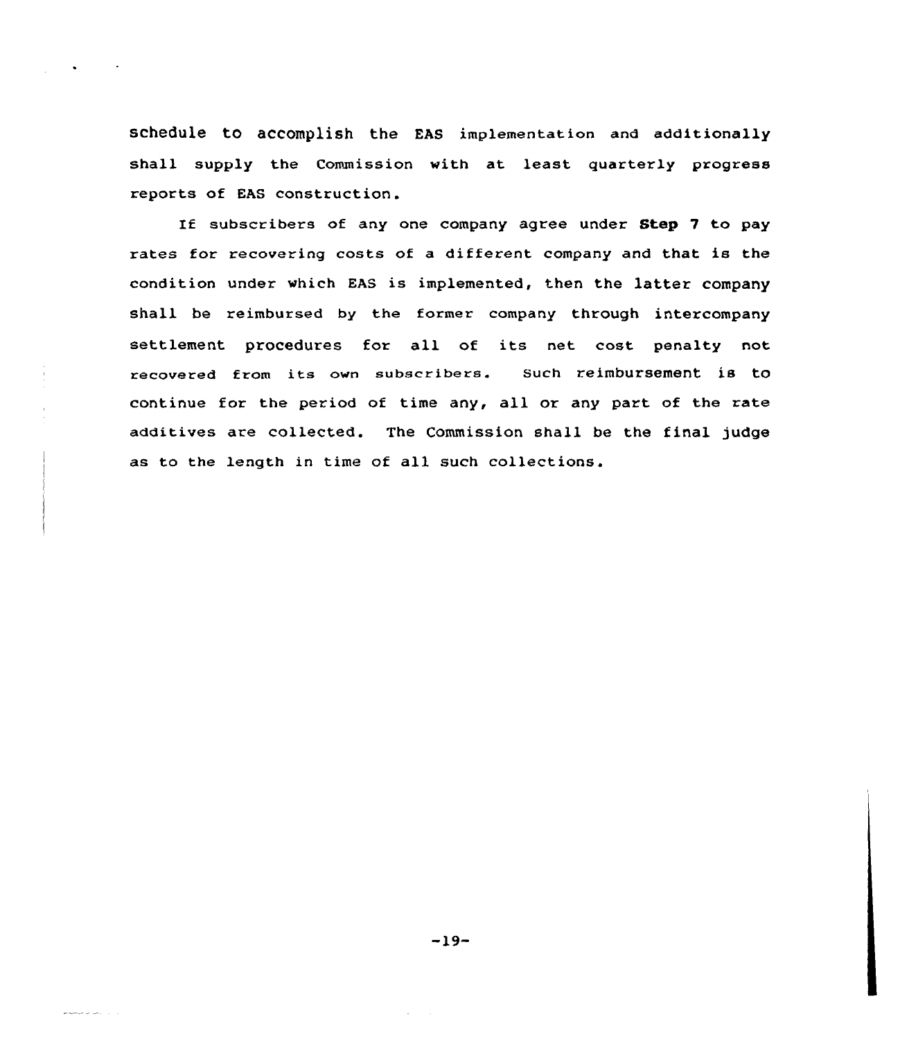schedule to accomplish the EAS implementation and additionally shall supply the Commission with at least quarterly progress reports of EAS construction.

If subscribers of any one company agree under **Step 7** to pay rates for recovering costs of a different company and that is the condition under which EAS is implemented, then the latter company shall be reimbursed by the former company through intercompany settlement procedures for all of its net cost penalty not recovered from its own subscribers. Such reimbursement is to continue for the period of time any, all or any part of the rate additives are collected. The Commission shall be the final judge as to the length in time of all such collections.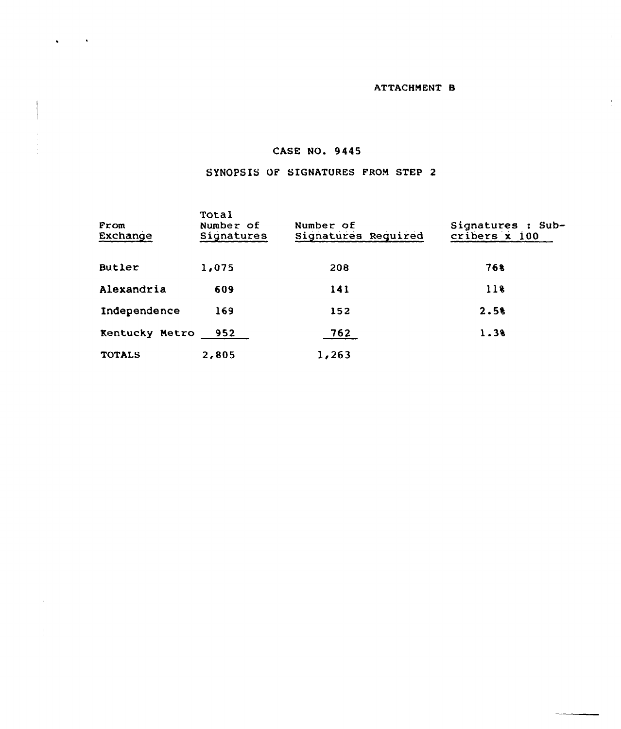ATTACHMENT B

# CASE NO. 9445

## SYNOPSIS OF SIGNATURES FROM STEP 2

| From Exchange | Total Number of Signatures | Number of Signatures Required | Signatures : Subcribers x 100 |
|---|---|---|---|
| Butler | 1,075 | 208 | 76% |
| Alexandria | 609 | 141 | 11% |
| Independence | 169 | 152 | 2.5% |
| Kentucky Metro | 952 | 762 | 1.3% |
| TOTALS | 2,805 | 1,263 | |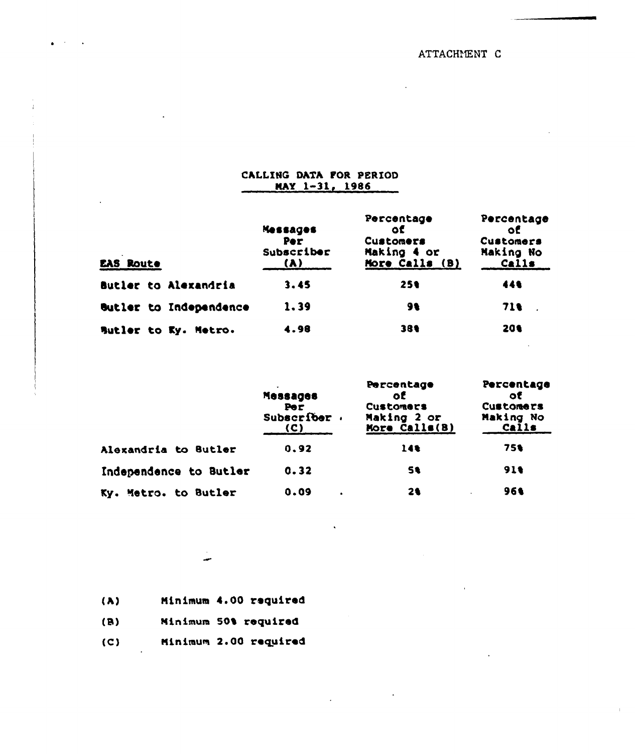ATTACHMENT C

## CALLING DATA FOR PERIOD MAY 1-31, 1986

| EAS Route | Messages Per Subscriber (A) | Percentage of Customers Making 4 or More Calls (B) | Percentage of Customers Making No Calls |
|---|---|---|---|
| Butler to Alexandria | 3.45 | 25% | 44% |
| Butler to Independence | 1.39 | 9% | 71% |
| Butler to Ky. Metro. | 4.98 | 38% | 20% |

| | Messages Per Subscriber (C) | Percentage of Customers Making 2 or More Calls(B) | Percentage of Customers Making No Calls |
|---|---|---|---|
| Alexandria to Butler | 0.92 | 14% | 75% |
| Independence to Butler | 0.32 | 5% | 91% |
| Ky. Metro. to Butler | 0.09 | 2% | 96% |

(A) Minimum 4.00 required

(B) Minimum 50% required

(C) Minimum 2.00 required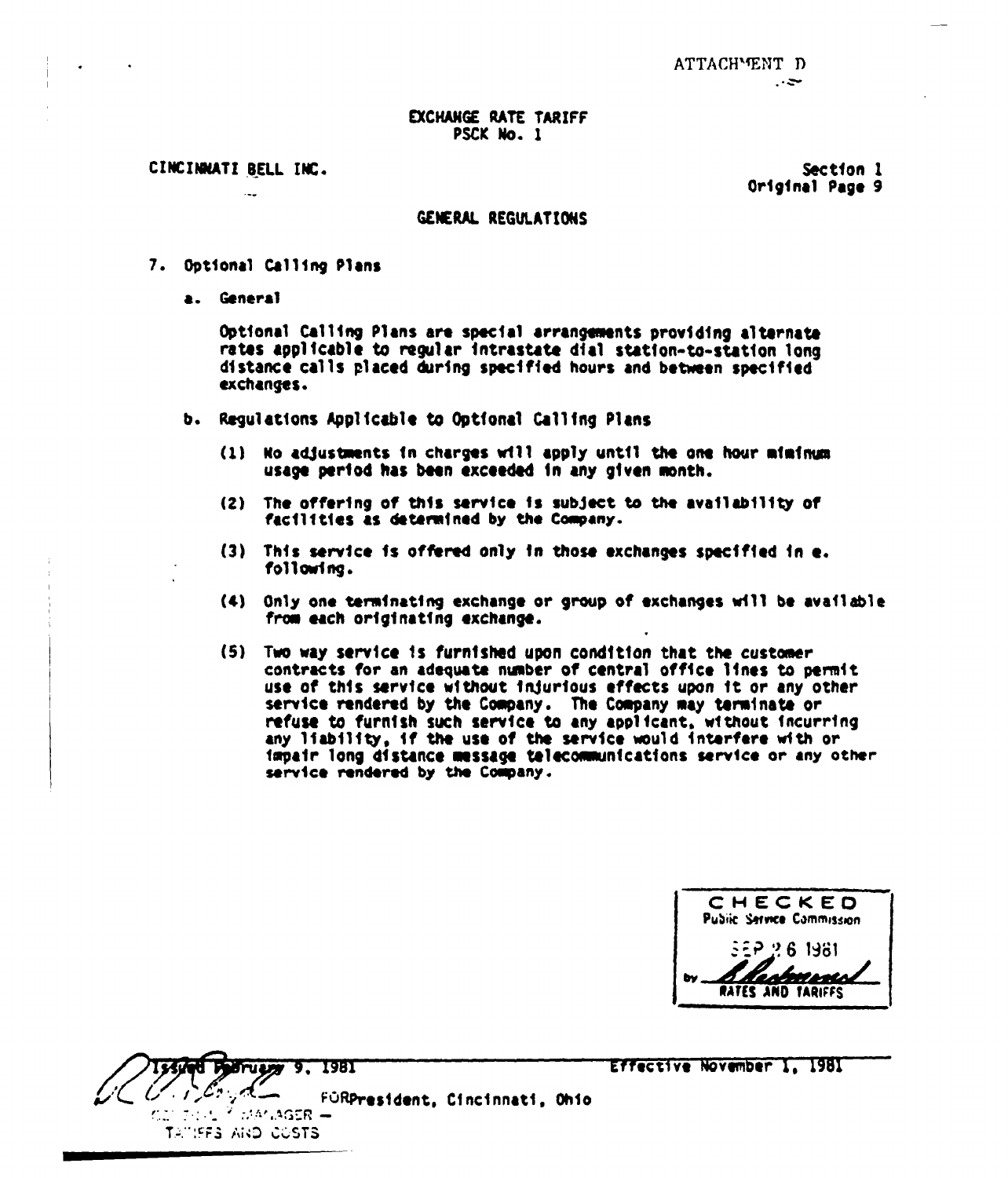ATTACHMENT D

EXCHANGE RATE TARIFF
PSCK No. 1

CINCINNATI BELL INC.

Section 1
Original Page 9

## GENERAL REGULATIONS

7. Optional Calling Plans

   a. General

      Optional Calling Plans are special arrangements providing alternate rates applicable to regular intrastate dial station-to-station long distance calls placed during specified hours and between specified exchanges.

   b. Regulations Applicable to Optional Calling Plans

      (1) No adjustments in charges will apply until the one hour minimum usage period has been exceeded in any given month.

      (2) The offering of this service is subject to the availability of facilities as determined by the Company.

      (3) This service is offered only in those exchanges specified in e. following.

      (4) Only one terminating exchange or group of exchanges will be available from each originating exchange.

      (5) Two way service is furnished upon condition that the customer contracts for an adequate number of central office lines to permit use of this service without injurious effects upon it or any other service rendered by the Company. The Company may terminate or refuse to furnish such service to any applicant, without incurring any liability, if the use of the service would interfere with or impair long distance message telecommunications service or any other service rendered by the Company.

CHECKED
Public Service Commission
SEP 26 1981
by [signature]
RATES AND TARIFFS

Issued February 9, 1981 | Effective November 1, 1981

[signature] FOR President, Cincinnati, Ohio
GENERAL MANAGER – TARIFFS AND COSTS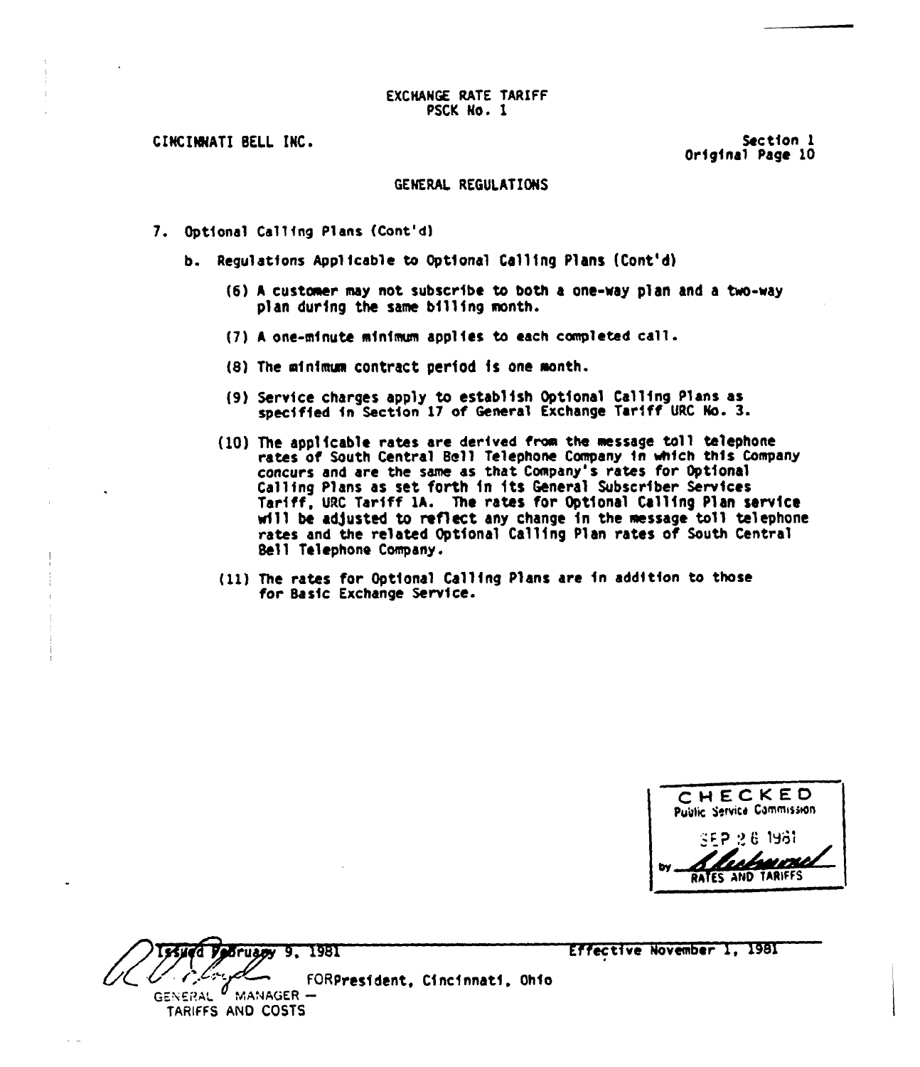EXCHANGE RATE TARIFF
PSCK No. 1

CINCINNATI BELL INC.

Section 1
Original Page 10

## GENERAL REGULATIONS

7. Optional Calling Plans (Cont'd)

   b. Regulations Applicable to Optional Calling Plans (Cont'd)

      (6) A customer may not subscribe to both a one-way plan and a two-way plan during the same billing month.

      (7) A one-minute minimum applies to each completed call.

      (8) The minimum contract period is one month.

      (9) Service charges apply to establish Optional Calling Plans as specified in Section 17 of General Exchange Tariff URC No. 3.

      (10) The applicable rates are derived from the message toll telephone rates of South Central Bell Telephone Company in which this Company concurs and are the same as that Company's rates for Optional Calling Plans as set forth in its General Subscriber Services Tariff, URC Tariff 1A. The rates for Optional Calling Plan service will be adjusted to reflect any change in the message toll telephone rates and the related Optional Calling Plan rates of South Central Bell Telephone Company.

      (11) The rates for Optional Calling Plans are in addition to those for Basic Exchange Service.

CHECKED
Public Service Commission
SEP 28 1981
by
RATES AND TARIFFS

Issued February 9, 1981 — Effective November 1, 1981

FOR President, Cincinnati, Ohio
GENERAL MANAGER — TARIFFS AND COSTS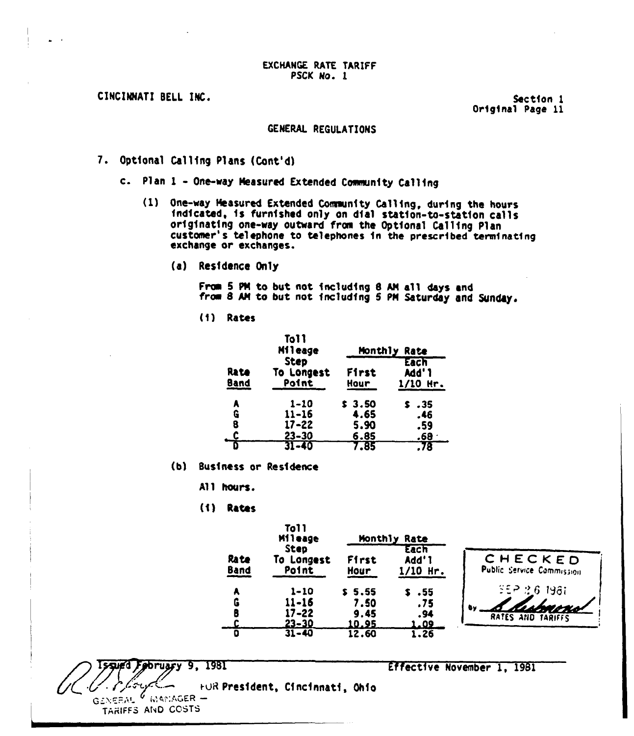EXCHANGE RATE TARIFF
PSCK No. 1

CINCINNATI BELL INC.

Section 1
Original Page 11

## GENERAL REGULATIONS

7. Optional Calling Plans (Cont'd)

   c. Plan 1 - One-way Measured Extended Community Calling

      (1) One-way Measured Extended Community Calling, during the hours indicated, is furnished only on dial station-to-station calls originating one-way outward from the Optional Calling Plan customer's telephone to telephones in the prescribed terminating exchange or exchanges.

         (a) Residence Only

            From 5 PM to but not including 8 AM all days and from 8 AM to but not including 5 PM Saturday and Sunday.

            (i) Rates

| Rate Band | Toll Mileage Step To Longest Point | Monthly Rate | |
|---|---|---|---|
| | | First Hour | Each Add'l 1/10 Hr. |
| A | 1-10 | $ 3.50 | $ .35 |
| G | 11-16 | 4.65 | .46 |
| B | 17-22 | 5.90 | .59 |
| C | 23-30 | 6.85 | .68 |
| D | 31-40 | 7.85 | .78 |

         (b) Business or Residence

            All hours.

            (i) Rates

| Rate Band | Toll Mileage Step To Longest Point | Monthly Rate | |
|---|---|---|---|
| | | First Hour | Each Add'l 1/10 Hr. |
| A | 1-10 | $ 5.55 | $ .55 |
| G | 11-16 | 7.50 | .75 |
| B | 17-22 | 9.45 | .94 |
| C | 23-30 | 10.95 | 1.09 |
| D | 31-40 | 12.60 | 1.26 |

CHECKED
Public Service Commission
SEP 26 1981
by
RATES AND TARIFFS

Issued February 9, 1981

Effective November 1, 1981

FOR President, Cincinnati, Ohio

GENERAL MANAGER — TARIFFS AND COSTS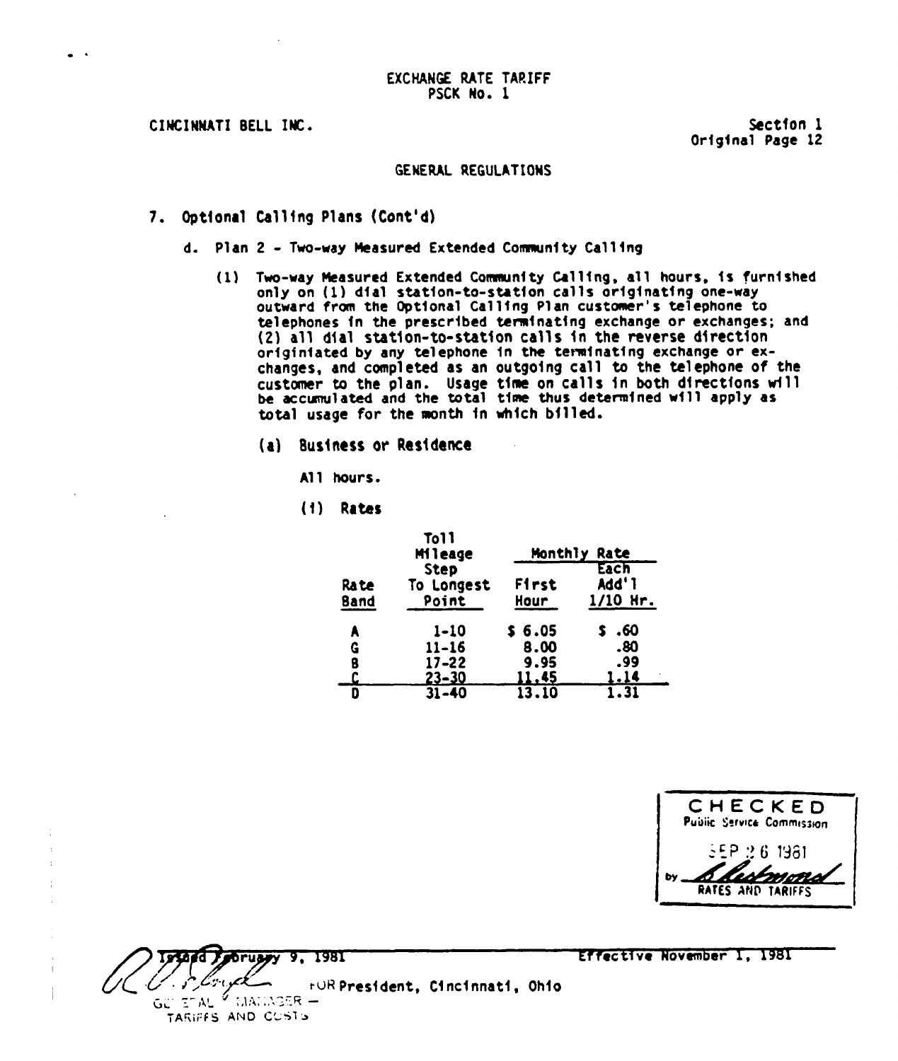EXCHANGE RATE TARIFF
PSCK No. 1

CINCINNATI BELL INC.

Section 1
Original Page 12

## GENERAL REGULATIONS

7. Optional Calling Plans (Cont'd)

   d. Plan 2 - Two-way Measured Extended Community Calling

      (1) Two-way Measured Extended Community Calling, all hours, is furnished only on (1) dial station-to-station calls originating one-way outward from the Optional Calling Plan customer's telephone to telephones in the prescribed terminating exchange or exchanges; and (2) all dial station-to-station calls in the reverse direction originiated by any telephone in the terminating exchange or exchanges, and completed as an outgoing call to the telephone of the customer to the plan. Usage time on calls in both directions will be accumulated and the total time thus determined will apply as total usage for the month in which billed.

         (a) Business or Residence

            All hours.

            (i) Rates

| Rate Band | Toll Mileage Step To Longest Point | Monthly Rate | |
|---|---|---|---|
| | | First Hour | Each Add'l 1/10 Hr. |
| A | 1-10 | $ 6.05 | $ .60 |
| G | 11-16 | 8.00 | .80 |
| B | 17-22 | 9.95 | .99 |
| C | 23-30 | 11.45 | 1.14 |
| D | 31-40 | 13.10 | 1.31 |

CHECKED
Public Service Commission
SEP 26 1981
by [signature]
RATES AND TARIFFS

Issued February 9, 1981

Effective November 1, 1981

[signature] FOR President, Cincinnati, Ohio
GENERAL MANAGER — TARIFFS AND COSTS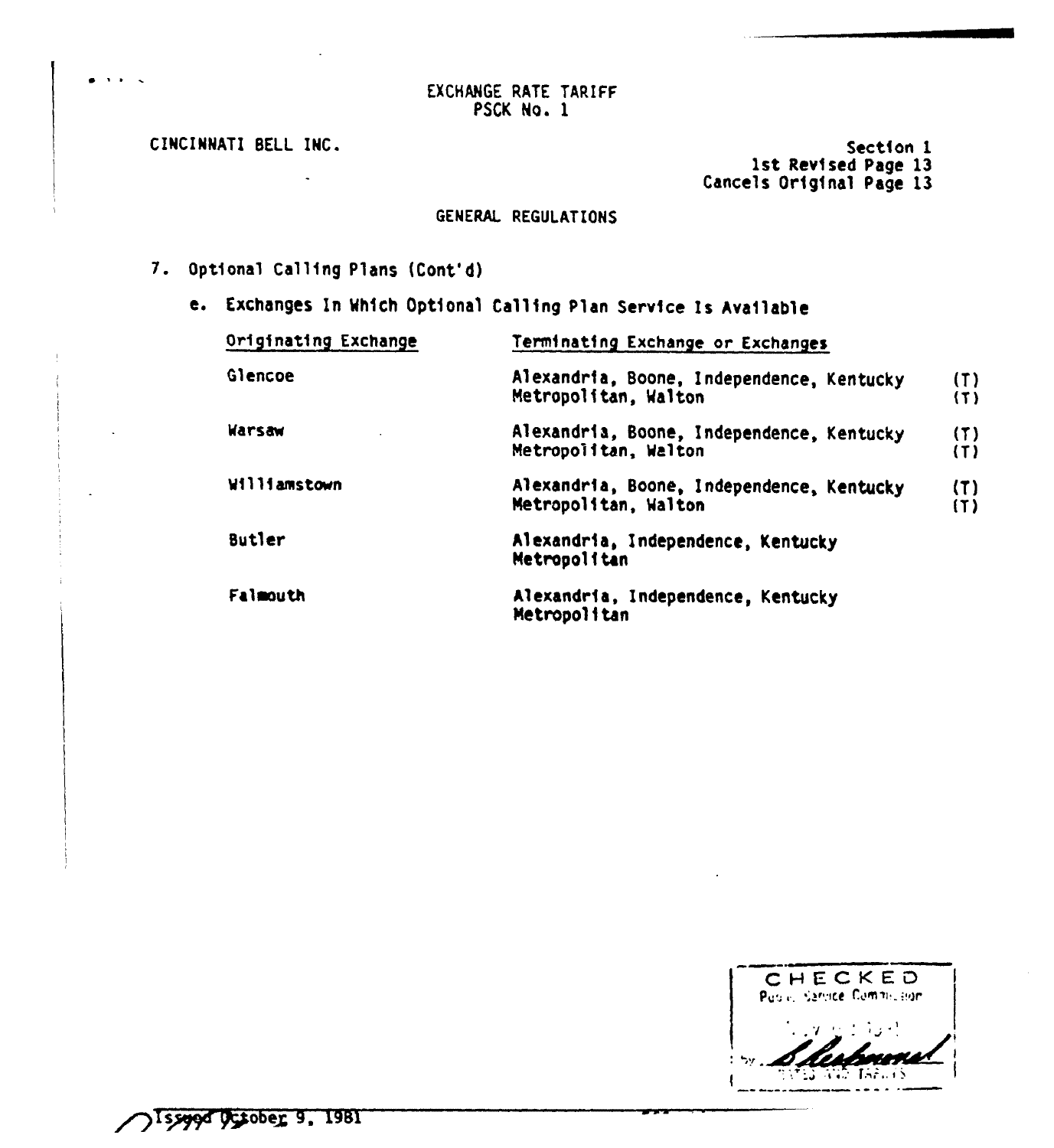EXCHANGE RATE TARIFF
PSCK No. 1

CINCINNATI BELL INC.

Section 1
1st Revised Page 13
Cancels Original Page 13

## GENERAL REGULATIONS

7. Optional Calling Plans (Cont'd)

   e. Exchanges In Which Optional Calling Plan Service Is Available

| Originating Exchange | Terminating Exchange or Exchanges | |
|---|---|---|
| Glencoe | Alexandria, Boone, Independence, Kentucky Metropolitan, Walton | (T) (T) |
| Warsaw | Alexandria, Boone, Independence, Kentucky Metropolitan, Walton | (T) (T) |
| Williamstown | Alexandria, Boone, Independence, Kentucky Metropolitan, Walton | (T) (T) |
| Butler | Alexandria, Independence, Kentucky Metropolitan | |
| Falmouth | Alexandria, Independence, Kentucky Metropolitan | |

CHECKED
Public Service Commission
by [signature]
RATES AND TARIFFS

Issued October 9, 1981